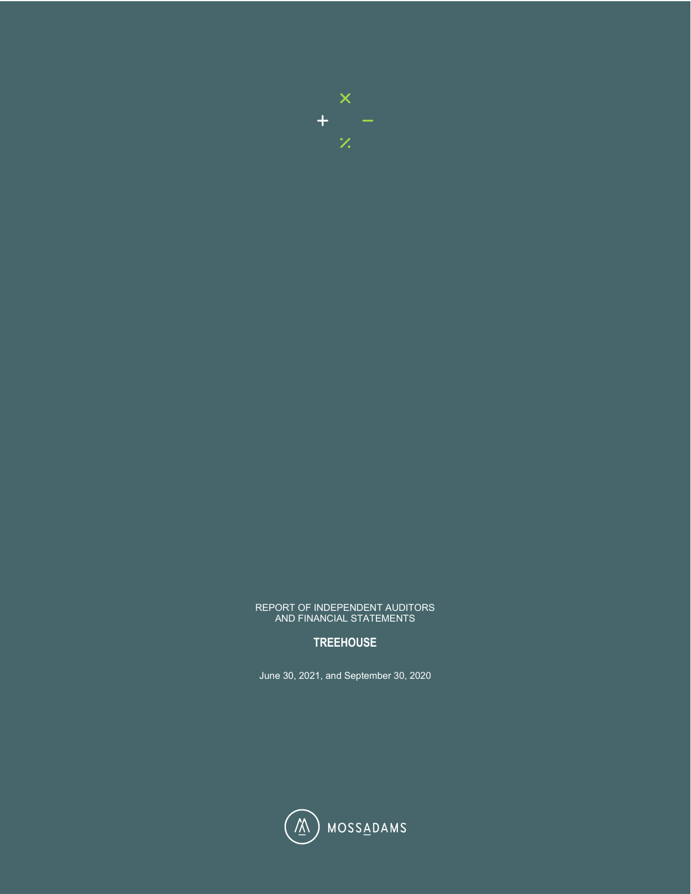REPORT OF INDEPENDENT AUDITORS
AND FINANCIAL STATEMENTS

**TREEHOUSE**

June 30, 2021, and September 30, 2020

MOSSADAMS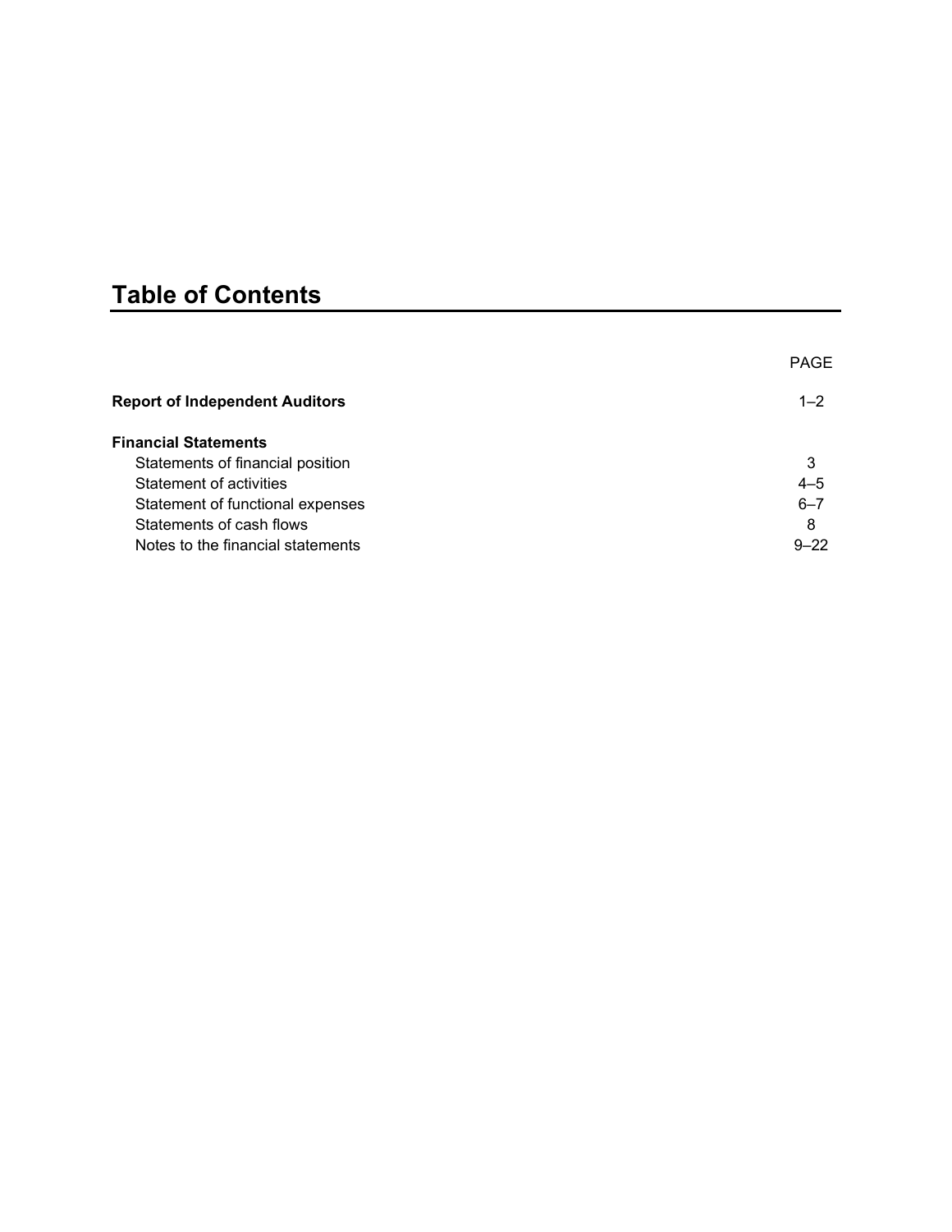# Table of Contents

| | PAGE |
|---|---|
| **Report of Independent Auditors** | 1–2 |
| **Financial Statements** | |
| Statements of financial position | 3 |
| Statement of activities | 4–5 |
| Statement of functional expenses | 6–7 |
| Statements of cash flows | 8 |
| Notes to the financial statements | 9–22 |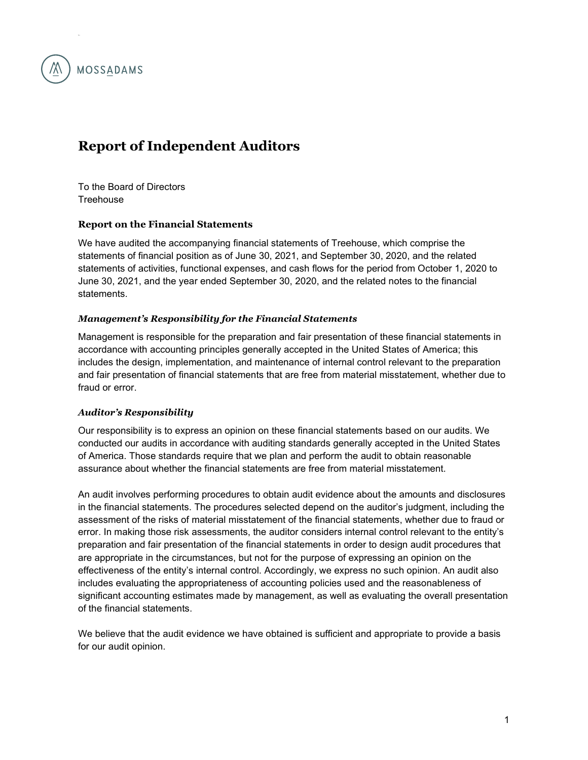MOSSADAMS

# Report of Independent Auditors

To the Board of Directors
Treehouse

### Report on the Financial Statements

We have audited the accompanying financial statements of Treehouse, which comprise the statements of financial position as of June 30, 2021, and September 30, 2020, and the related statements of activities, functional expenses, and cash flows for the period from October 1, 2020 to June 30, 2021, and the year ended September 30, 2020, and the related notes to the financial statements.

#### *Management's Responsibility for the Financial Statements*

Management is responsible for the preparation and fair presentation of these financial statements in accordance with accounting principles generally accepted in the United States of America; this includes the design, implementation, and maintenance of internal control relevant to the preparation and fair presentation of financial statements that are free from material misstatement, whether due to fraud or error.

#### *Auditor's Responsibility*

Our responsibility is to express an opinion on these financial statements based on our audits. We conducted our audits in accordance with auditing standards generally accepted in the United States of America. Those standards require that we plan and perform the audit to obtain reasonable assurance about whether the financial statements are free from material misstatement.

An audit involves performing procedures to obtain audit evidence about the amounts and disclosures in the financial statements. The procedures selected depend on the auditor's judgment, including the assessment of the risks of material misstatement of the financial statements, whether due to fraud or error. In making those risk assessments, the auditor considers internal control relevant to the entity's preparation and fair presentation of the financial statements in order to design audit procedures that are appropriate in the circumstances, but not for the purpose of expressing an opinion on the effectiveness of the entity's internal control. Accordingly, we express no such opinion. An audit also includes evaluating the appropriateness of accounting policies used and the reasonableness of significant accounting estimates made by management, as well as evaluating the overall presentation of the financial statements.

We believe that the audit evidence we have obtained is sufficient and appropriate to provide a basis for our audit opinion.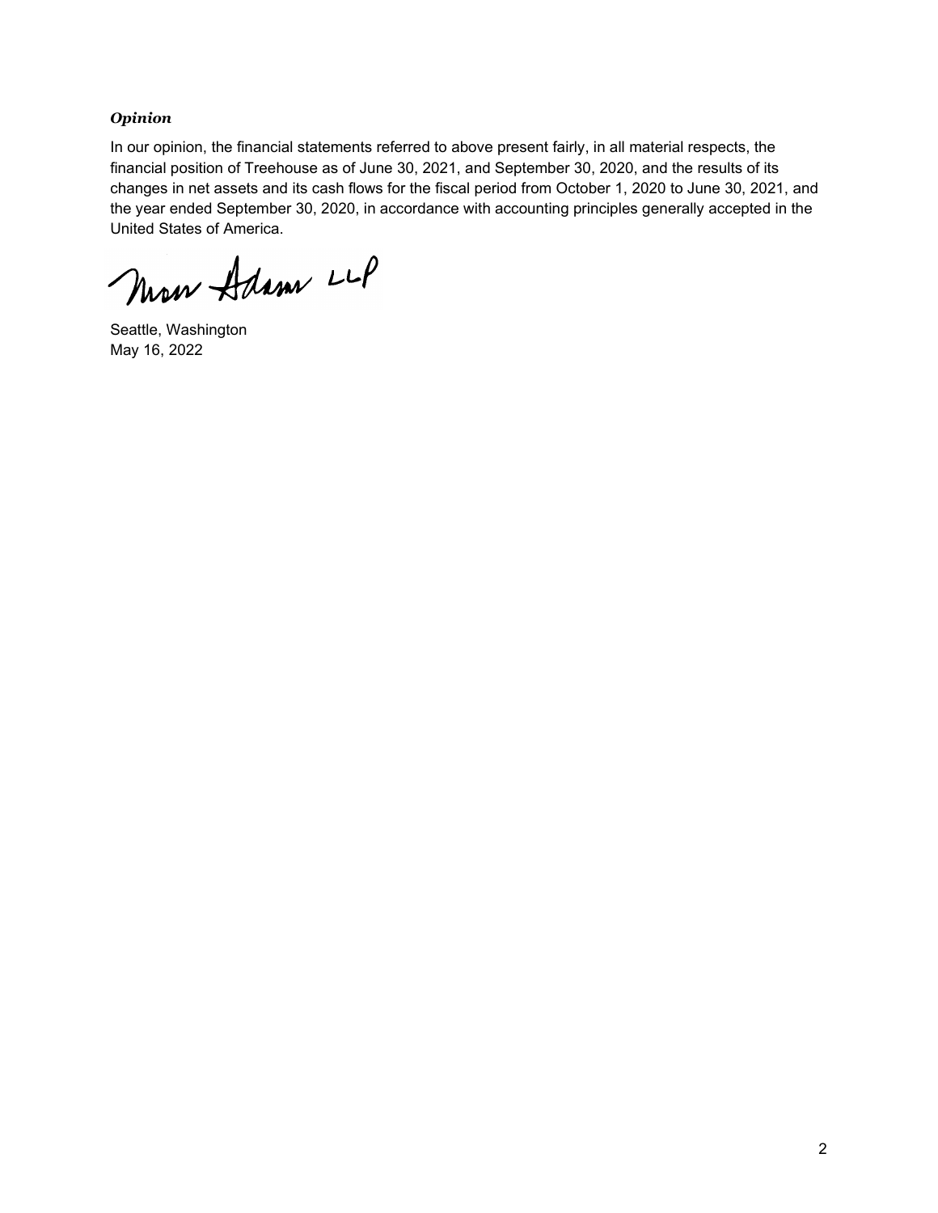### *Opinion*

In our opinion, the financial statements referred to above present fairly, in all material respects, the financial position of Treehouse as of June 30, 2021, and September 30, 2020, and the results of its changes in net assets and its cash flows for the fiscal period from October 1, 2020 to June 30, 2021, and the year ended September 30, 2020, in accordance with accounting principles generally accepted in the United States of America.

Moss Adams LLP

Seattle, Washington
May 16, 2022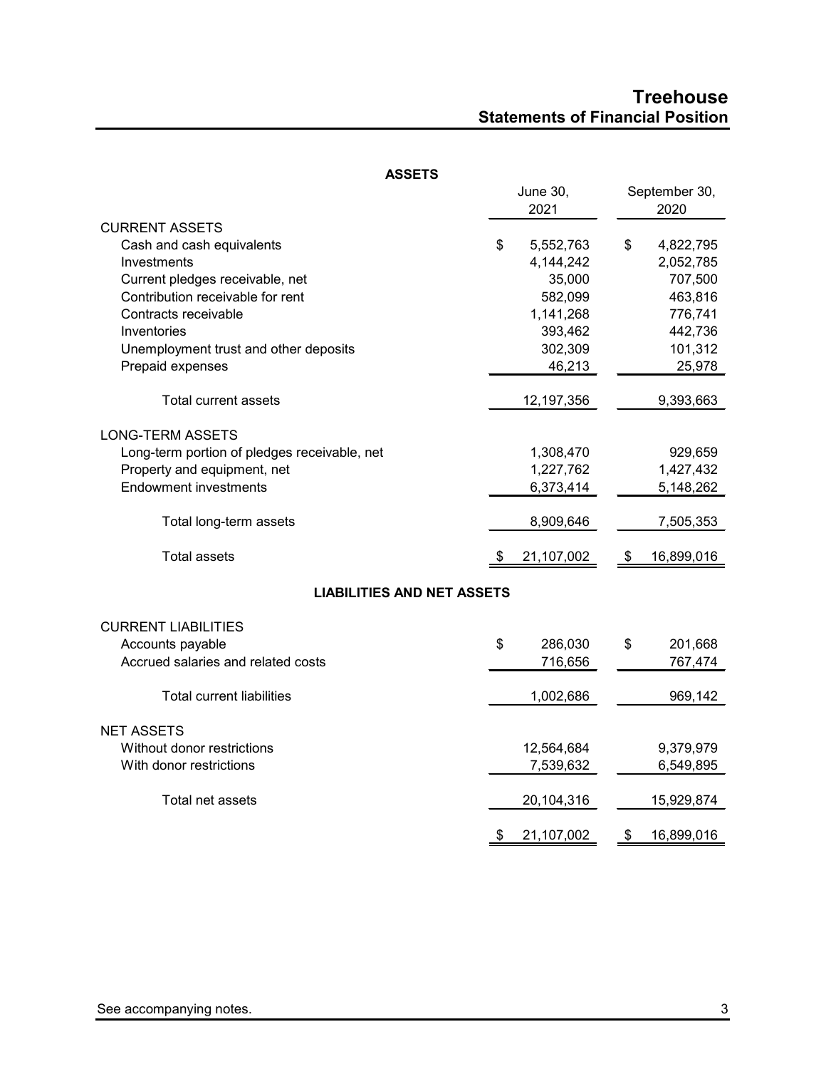# Treehouse
## Statements of Financial Position

| ASSETS | June 30, 2021 | September 30, 2020 |
|---|---|---|
| CURRENT ASSETS | | |
| Cash and cash equivalents | $ 5,552,763 | $ 4,822,795 |
| Investments | 4,144,242 | 2,052,785 |
| Current pledges receivable, net | 35,000 | 707,500 |
| Contribution receivable for rent | 582,099 | 463,816 |
| Contracts receivable | 1,141,268 | 776,741 |
| Inventories | 393,462 | 442,736 |
| Unemployment trust and other deposits | 302,309 | 101,312 |
| Prepaid expenses | 46,213 | 25,978 |
| Total current assets | 12,197,356 | 9,393,663 |
| LONG-TERM ASSETS | | |
| Long-term portion of pledges receivable, net | 1,308,470 | 929,659 |
| Property and equipment, net | 1,227,762 | 1,427,432 |
| Endowment investments | 6,373,414 | 5,148,262 |
| Total long-term assets | 8,909,646 | 7,505,353 |
| Total assets | $ 21,107,002 | $ 16,899,016 |
| **LIABILITIES AND NET ASSETS** | | |
| CURRENT LIABILITIES | | |
| Accounts payable | $ 286,030 | $ 201,668 |
| Accrued salaries and related costs | 716,656 | 767,474 |
| Total current liabilities | 1,002,686 | 969,142 |
| NET ASSETS | | |
| Without donor restrictions | 12,564,684 | 9,379,979 |
| With donor restrictions | 7,539,632 | 6,549,895 |
| Total net assets | 20,104,316 | 15,929,874 |
| | $ 21,107,002 | $ 16,899,016 |

See accompanying notes.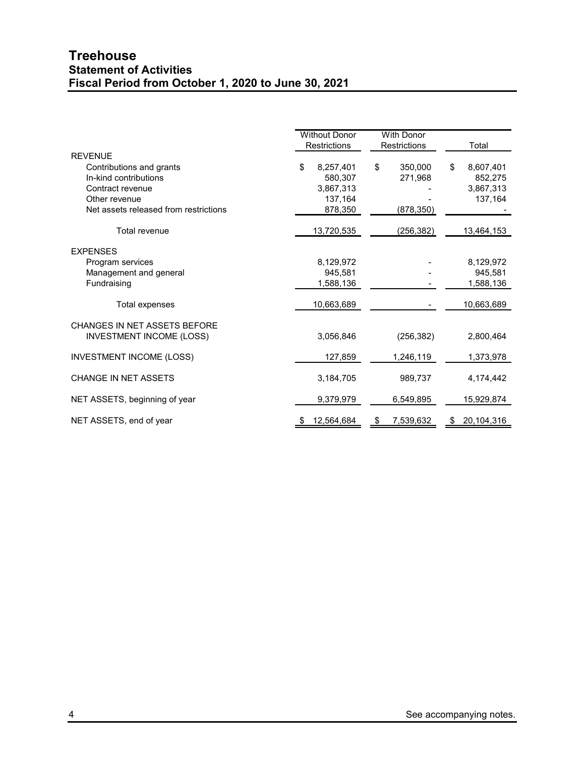# Treehouse
## Statement of Activities
## Fiscal Period from October 1, 2020 to June 30, 2021

| | Without Donor Restrictions | With Donor Restrictions | Total |
|---|---|---|---|
| REVENUE | | | |
| Contributions and grants | $ 8,257,401 | $ 350,000 | $ 8,607,401 |
| In-kind contributions | 580,307 | 271,968 | 852,275 |
| Contract revenue | 3,867,313 | - | 3,867,313 |
| Other revenue | 137,164 | - | 137,164 |
| Net assets released from restrictions | 878,350 | (878,350) | - |
| Total revenue | 13,720,535 | (256,382) | 13,464,153 |
| EXPENSES | | | |
| Program services | 8,129,972 | - | 8,129,972 |
| Management and general | 945,581 | - | 945,581 |
| Fundraising | 1,588,136 | - | 1,588,136 |
| Total expenses | 10,663,689 | - | 10,663,689 |
| CHANGES IN NET ASSETS BEFORE INVESTMENT INCOME (LOSS) | 3,056,846 | (256,382) | 2,800,464 |
| INVESTMENT INCOME (LOSS) | 127,859 | 1,246,119 | 1,373,978 |
| CHANGE IN NET ASSETS | 3,184,705 | 989,737 | 4,174,442 |
| NET ASSETS, beginning of year | 9,379,979 | 6,549,895 | 15,929,874 |
| NET ASSETS, end of year | $ 12,564,684 | $ 7,539,632 | $ 20,104,316 |

See accompanying notes.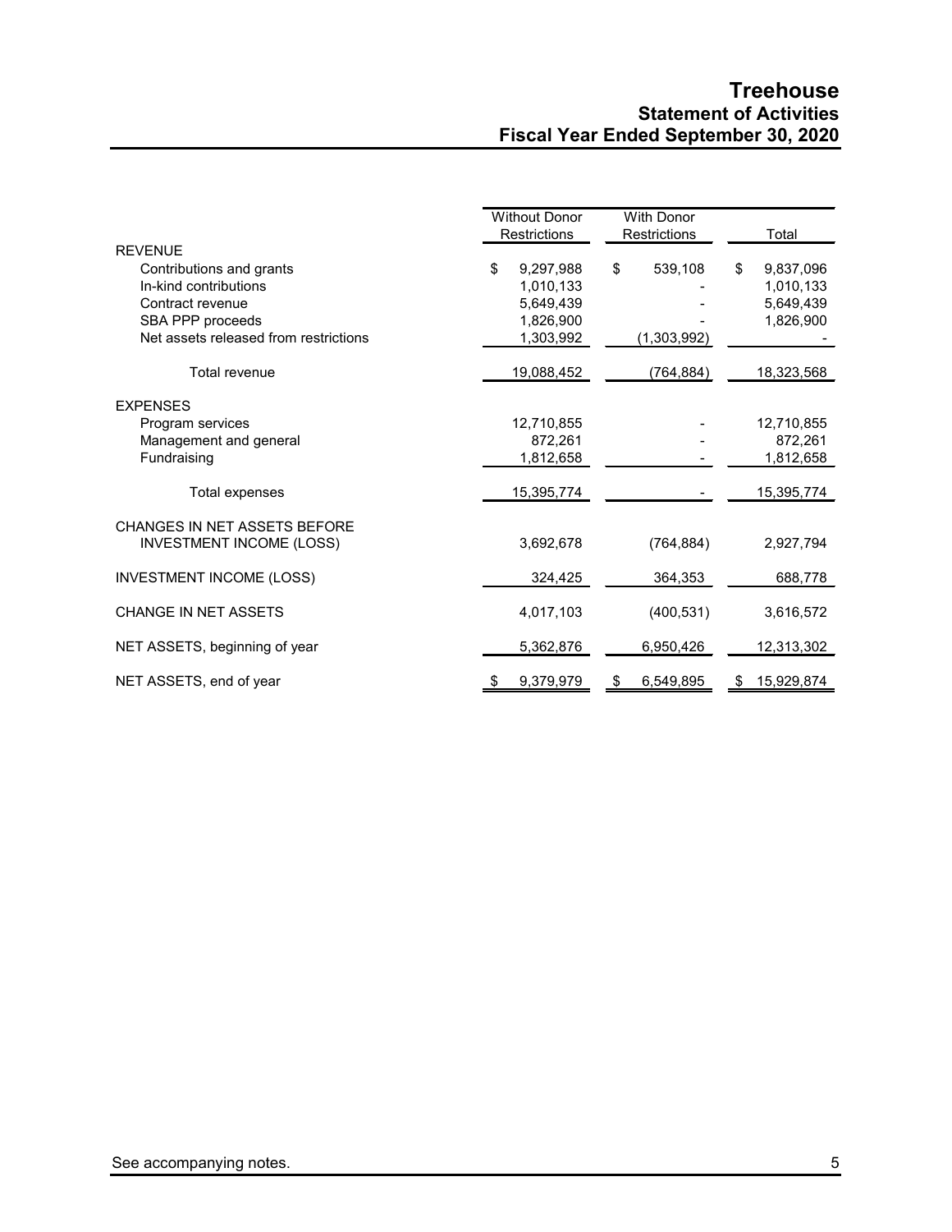# Treehouse
## Statement of Activities
## Fiscal Year Ended September 30, 2020

| | Without Donor Restrictions | With Donor Restrictions | Total |
|---|---|---|---|
| **REVENUE** | | | |
| Contributions and grants | $ 9,297,988 | $ 539,108 | $ 9,837,096 |
| In-kind contributions | 1,010,133 | - | 1,010,133 |
| Contract revenue | 5,649,439 | - | 5,649,439 |
| SBA PPP proceeds | 1,826,900 | - | 1,826,900 |
| Net assets released from restrictions | 1,303,992 | (1,303,992) | - |
| Total revenue | 19,088,452 | (764,884) | 18,323,568 |
| **EXPENSES** | | | |
| Program services | 12,710,855 | - | 12,710,855 |
| Management and general | 872,261 | - | 872,261 |
| Fundraising | 1,812,658 | - | 1,812,658 |
| Total expenses | 15,395,774 | - | 15,395,774 |
| CHANGES IN NET ASSETS BEFORE INVESTMENT INCOME (LOSS) | 3,692,678 | (764,884) | 2,927,794 |
| INVESTMENT INCOME (LOSS) | 324,425 | 364,353 | 688,778 |
| CHANGE IN NET ASSETS | 4,017,103 | (400,531) | 3,616,572 |
| NET ASSETS, beginning of year | 5,362,876 | 6,950,426 | 12,313,302 |
| NET ASSETS, end of year | $ 9,379,979 | $ 6,549,895 | $ 15,929,874 |

See accompanying notes.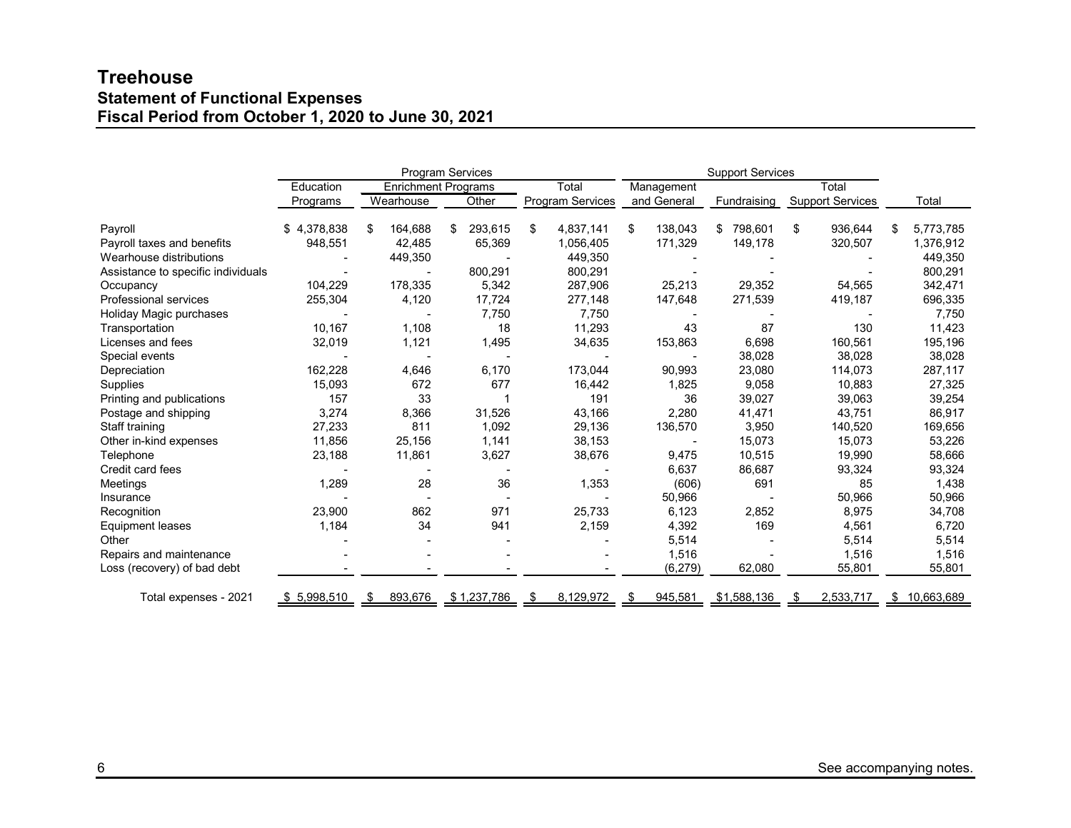# Treehouse

## Statement of Functional Expenses

## Fiscal Period from October 1, 2020 to June 30, 2021

| | Program Services | | | | Support Services | | | |
|---|---|---|---|---|---|---|---|---|
| | Education | Enrichment Programs | | Total | Management | | Total | |
| | Programs | Wearhouse | Other | Program Services | and General | Fundraising | Support Services | Total |
| Payroll | $ 4,378,838 | $ 164,688 | $ 293,615 | $ 4,837,141 | $ 138,043 | $ 798,601 | $ 936,644 | $ 5,773,785 |
| Payroll taxes and benefits | 948,551 | 42,485 | 65,369 | 1,056,405 | 171,329 | 149,178 | 320,507 | 1,376,912 |
| Wearhouse distributions | - | 449,350 | - | 449,350 | - | - | - | 449,350 |
| Assistance to specific individuals | - | - | 800,291 | 800,291 | - | - | - | 800,291 |
| Occupancy | 104,229 | 178,335 | 5,342 | 287,906 | 25,213 | 29,352 | 54,565 | 342,471 |
| Professional services | 255,304 | 4,120 | 17,724 | 277,148 | 147,648 | 271,539 | 419,187 | 696,335 |
| Holiday Magic purchases | - | - | 7,750 | 7,750 | - | - | - | 7,750 |
| Transportation | 10,167 | 1,108 | 18 | 11,293 | 43 | 87 | 130 | 11,423 |
| Licenses and fees | 32,019 | 1,121 | 1,495 | 34,635 | 153,863 | 6,698 | 160,561 | 195,196 |
| Special events | - | - | - | - | - | 38,028 | 38,028 | 38,028 |
| Depreciation | 162,228 | 4,646 | 6,170 | 173,044 | 90,993 | 23,080 | 114,073 | 287,117 |
| Supplies | 15,093 | 672 | 677 | 16,442 | 1,825 | 9,058 | 10,883 | 27,325 |
| Printing and publications | 157 | 33 | 1 | 191 | 36 | 39,027 | 39,063 | 39,254 |
| Postage and shipping | 3,274 | 8,366 | 31,526 | 43,166 | 2,280 | 41,471 | 43,751 | 86,917 |
| Staff training | 27,233 | 811 | 1,092 | 29,136 | 136,570 | 3,950 | 140,520 | 169,656 |
| Other in-kind expenses | 11,856 | 25,156 | 1,141 | 38,153 | - | 15,073 | 15,073 | 53,226 |
| Telephone | 23,188 | 11,861 | 3,627 | 38,676 | 9,475 | 10,515 | 19,990 | 58,666 |
| Credit card fees | - | - | - | - | 6,637 | 86,687 | 93,324 | 93,324 |
| Meetings | 1,289 | 28 | 36 | 1,353 | (606) | 691 | 85 | 1,438 |
| Insurance | - | - | - | - | 50,966 | - | 50,966 | 50,966 |
| Recognition | 23,900 | 862 | 971 | 25,733 | 6,123 | 2,852 | 8,975 | 34,708 |
| Equipment leases | 1,184 | 34 | 941 | 2,159 | 4,392 | 169 | 4,561 | 6,720 |
| Other | - | - | - | - | 5,514 | - | 5,514 | 5,514 |
| Repairs and maintenance | - | - | - | - | 1,516 | - | 1,516 | 1,516 |
| Loss (recovery) of bad debt | - | - | - | - | (6,279) | 62,080 | 55,801 | 55,801 |
| Total expenses - 2021 | $ 5,998,510 | $ 893,676 | $ 1,237,786 | $ 8,129,972 | $ 945,581 | $1,588,136 | $ 2,533,717 | $ 10,663,689 |

See accompanying notes.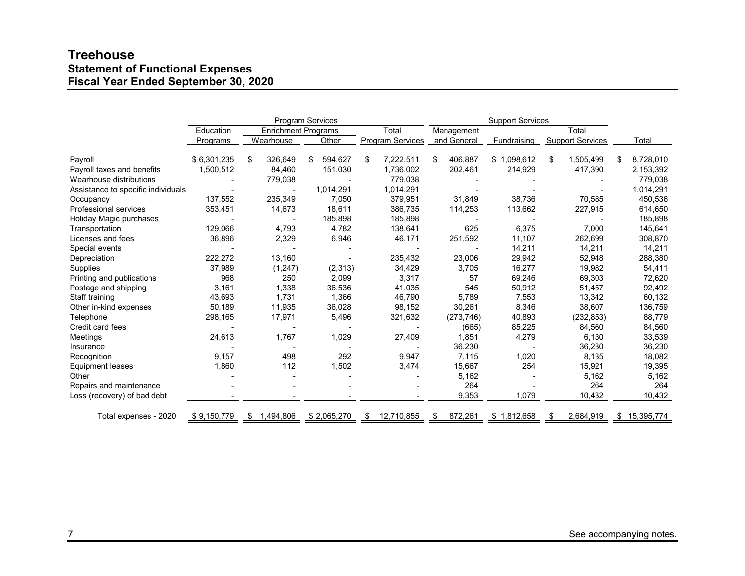# Treehouse
## Statement of Functional Expenses
## Fiscal Year Ended September 30, 2020

| | Program Services | | | | Support Services | | | |
|---|---|---|---|---|---|---|---|---|
| | Education | Enrichment Programs | | Total | Management | | Total | |
| | Programs | Wearhouse | Other | Program Services | and General | Fundraising | Support Services | Total |
| Payroll | $ 6,301,235 | $ 326,649 | $ 594,627 | $ 7,222,511 | $ 406,887 | $ 1,098,612 | $ 1,505,499 | $ 8,728,010 |
| Payroll taxes and benefits | 1,500,512 | 84,460 | 151,030 | 1,736,002 | 202,461 | 214,929 | 417,390 | 2,153,392 |
| Wearhouse distributions | - | 779,038 | - | 779,038 | - | - | - | 779,038 |
| Assistance to specific individuals | - | - | 1,014,291 | 1,014,291 | - | - | - | 1,014,291 |
| Occupancy | 137,552 | 235,349 | 7,050 | 379,951 | 31,849 | 38,736 | 70,585 | 450,536 |
| Professional services | 353,451 | 14,673 | 18,611 | 386,735 | 114,253 | 113,662 | 227,915 | 614,650 |
| Holiday Magic purchases | - | - | 185,898 | 185,898 | - | - | - | 185,898 |
| Transportation | 129,066 | 4,793 | 4,782 | 138,641 | 625 | 6,375 | 7,000 | 145,641 |
| Licenses and fees | 36,896 | 2,329 | 6,946 | 46,171 | 251,592 | 11,107 | 262,699 | 308,870 |
| Special events | - | - | - | - | - | 14,211 | 14,211 | 14,211 |
| Depreciation | 222,272 | 13,160 | - | 235,432 | 23,006 | 29,942 | 52,948 | 288,380 |
| Supplies | 37,989 | (1,247) | (2,313) | 34,429 | 3,705 | 16,277 | 19,982 | 54,411 |
| Printing and publications | 968 | 250 | 2,099 | 3,317 | 57 | 69,246 | 69,303 | 72,620 |
| Postage and shipping | 3,161 | 1,338 | 36,536 | 41,035 | 545 | 50,912 | 51,457 | 92,492 |
| Staff training | 43,693 | 1,731 | 1,366 | 46,790 | 5,789 | 7,553 | 13,342 | 60,132 |
| Other in-kind expenses | 50,189 | 11,935 | 36,028 | 98,152 | 30,261 | 8,346 | 38,607 | 136,759 |
| Telephone | 298,165 | 17,971 | 5,496 | 321,632 | (273,746) | 40,893 | (232,853) | 88,779 |
| Credit card fees | - | - | - | - | (665) | 85,225 | 84,560 | 84,560 |
| Meetings | 24,613 | 1,767 | 1,029 | 27,409 | 1,851 | 4,279 | 6,130 | 33,539 |
| Insurance | - | - | - | - | 36,230 | - | 36,230 | 36,230 |
| Recognition | 9,157 | 498 | 292 | 9,947 | 7,115 | 1,020 | 8,135 | 18,082 |
| Equipment leases | 1,860 | 112 | 1,502 | 3,474 | 15,667 | 254 | 15,921 | 19,395 |
| Other | - | - | - | - | 5,162 | - | 5,162 | 5,162 |
| Repairs and maintenance | - | - | - | - | 264 | - | 264 | 264 |
| Loss (recovery) of bad debt | - | - | - | - | 9,353 | 1,079 | 10,432 | 10,432 |
| Total expenses - 2020 | $ 9,150,779 | $ 1,494,806 | $ 2,065,270 | $ 12,710,855 | $ 872,261 | $ 1,812,658 | $ 2,684,919 | $ 15,395,774 |

See accompanying notes.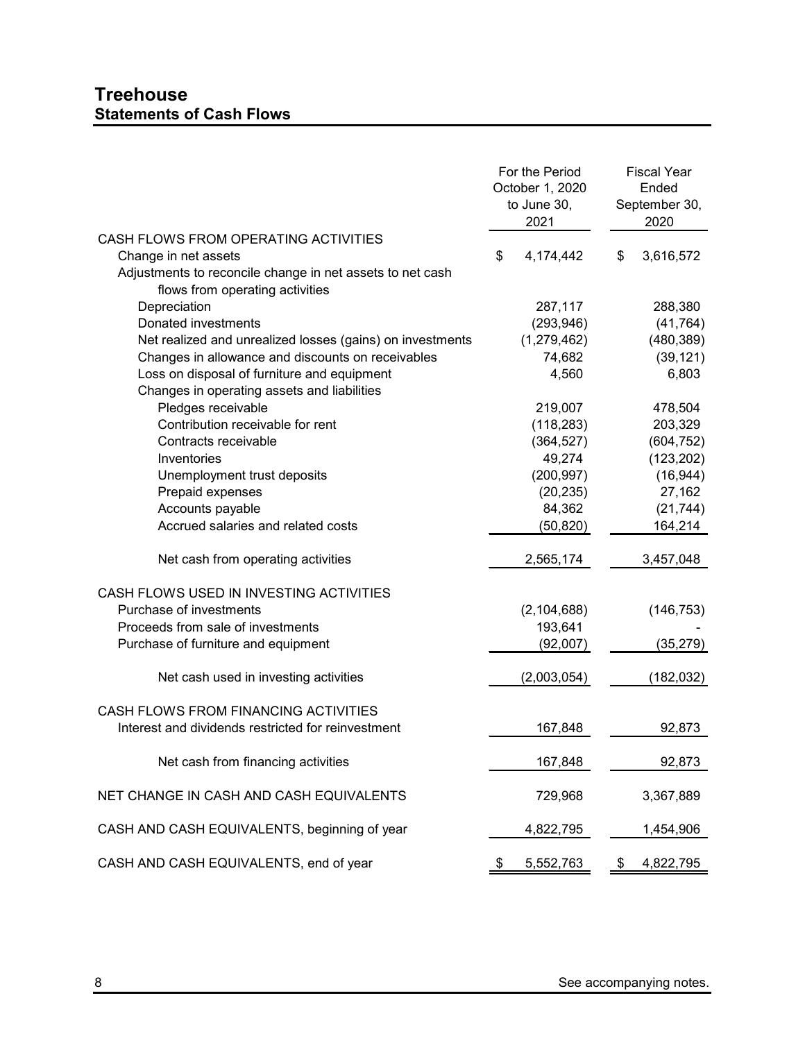# Treehouse
## Statements of Cash Flows

| | For the Period October 1, 2020 to June 30, 2021 | Fiscal Year Ended September 30, 2020 |
|---|---|---|
| CASH FLOWS FROM OPERATING ACTIVITIES | | |
| Change in net assets | $ 4,174,442 | $ 3,616,572 |
| Adjustments to reconcile change in net assets to net cash flows from operating activities | | |
| Depreciation | 287,117 | 288,380 |
| Donated investments | (293,946) | (41,764) |
| Net realized and unrealized losses (gains) on investments | (1,279,462) | (480,389) |
| Changes in allowance and discounts on receivables | 74,682 | (39,121) |
| Loss on disposal of furniture and equipment | 4,560 | 6,803 |
| Changes in operating assets and liabilities | | |
| Pledges receivable | 219,007 | 478,504 |
| Contribution receivable for rent | (118,283) | 203,329 |
| Contracts receivable | (364,527) | (604,752) |
| Inventories | 49,274 | (123,202) |
| Unemployment trust deposits | (200,997) | (16,944) |
| Prepaid expenses | (20,235) | 27,162 |
| Accounts payable | 84,362 | (21,744) |
| Accrued salaries and related costs | (50,820) | 164,214 |
| Net cash from operating activities | 2,565,174 | 3,457,048 |
| CASH FLOWS USED IN INVESTING ACTIVITIES | | |
| Purchase of investments | (2,104,688) | (146,753) |
| Proceeds from sale of investments | 193,641 | - |
| Purchase of furniture and equipment | (92,007) | (35,279) |
| Net cash used in investing activities | (2,003,054) | (182,032) |
| CASH FLOWS FROM FINANCING ACTIVITIES | | |
| Interest and dividends restricted for reinvestment | 167,848 | 92,873 |
| Net cash from financing activities | 167,848 | 92,873 |
| NET CHANGE IN CASH AND CASH EQUIVALENTS | 729,968 | 3,367,889 |
| CASH AND CASH EQUIVALENTS, beginning of year | 4,822,795 | 1,454,906 |
| CASH AND CASH EQUIVALENTS, end of year | $ 5,552,763 | $ 4,822,795 |

See accompanying notes.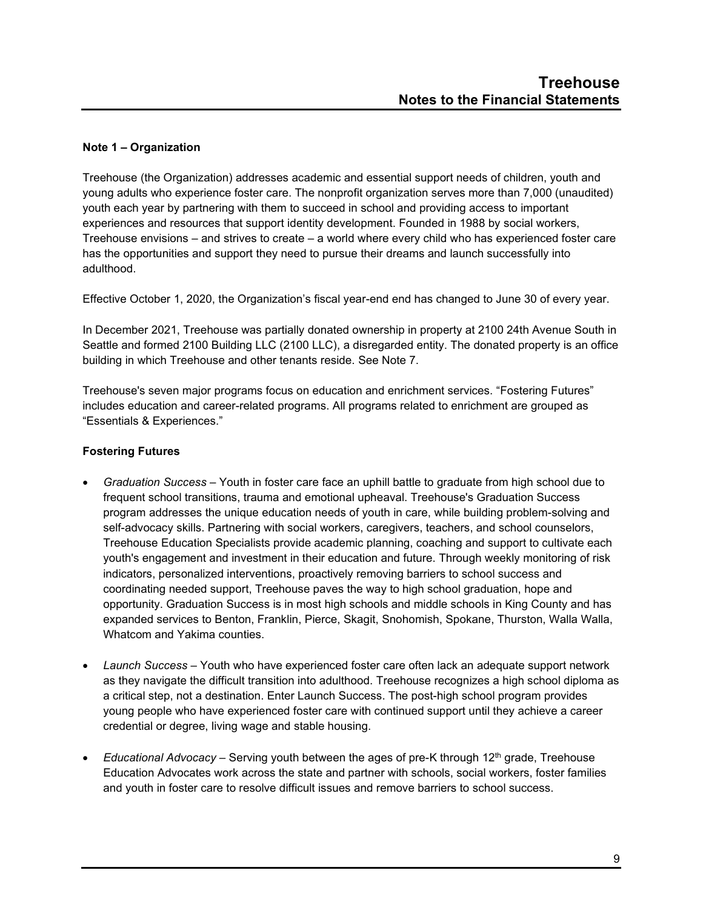## Note 1 – Organization

Treehouse (the Organization) addresses academic and essential support needs of children, youth and young adults who experience foster care. The nonprofit organization serves more than 7,000 (unaudited) youth each year by partnering with them to succeed in school and providing access to important experiences and resources that support identity development. Founded in 1988 by social workers, Treehouse envisions – and strives to create – a world where every child who has experienced foster care has the opportunities and support they need to pursue their dreams and launch successfully into adulthood.

Effective October 1, 2020, the Organization's fiscal year-end end has changed to June 30 of every year.

In December 2021, Treehouse was partially donated ownership in property at 2100 24th Avenue South in Seattle and formed 2100 Building LLC (2100 LLC), a disregarded entity. The donated property is an office building in which Treehouse and other tenants reside. See Note 7.

Treehouse's seven major programs focus on education and enrichment services. "Fostering Futures" includes education and career-related programs. All programs related to enrichment are grouped as "Essentials & Experiences."

### Fostering Futures

- *Graduation Success* – Youth in foster care face an uphill battle to graduate from high school due to frequent school transitions, trauma and emotional upheaval. Treehouse's Graduation Success program addresses the unique education needs of youth in care, while building problem-solving and self-advocacy skills. Partnering with social workers, caregivers, teachers, and school counselors, Treehouse Education Specialists provide academic planning, coaching and support to cultivate each youth's engagement and investment in their education and future. Through weekly monitoring of risk indicators, personalized interventions, proactively removing barriers to school success and coordinating needed support, Treehouse paves the way to high school graduation, hope and opportunity. Graduation Success is in most high schools and middle schools in King County and has expanded services to Benton, Franklin, Pierce, Skagit, Snohomish, Spokane, Thurston, Walla Walla, Whatcom and Yakima counties.

- *Launch Success* – Youth who have experienced foster care often lack an adequate support network as they navigate the difficult transition into adulthood. Treehouse recognizes a high school diploma as a critical step, not a destination. Enter Launch Success. The post-high school program provides young people who have experienced foster care with continued support until they achieve a career credential or degree, living wage and stable housing.

- *Educational Advocacy* – Serving youth between the ages of pre-K through 12th grade, Treehouse Education Advocates work across the state and partner with schools, social workers, foster families and youth in foster care to resolve difficult issues and remove barriers to school success.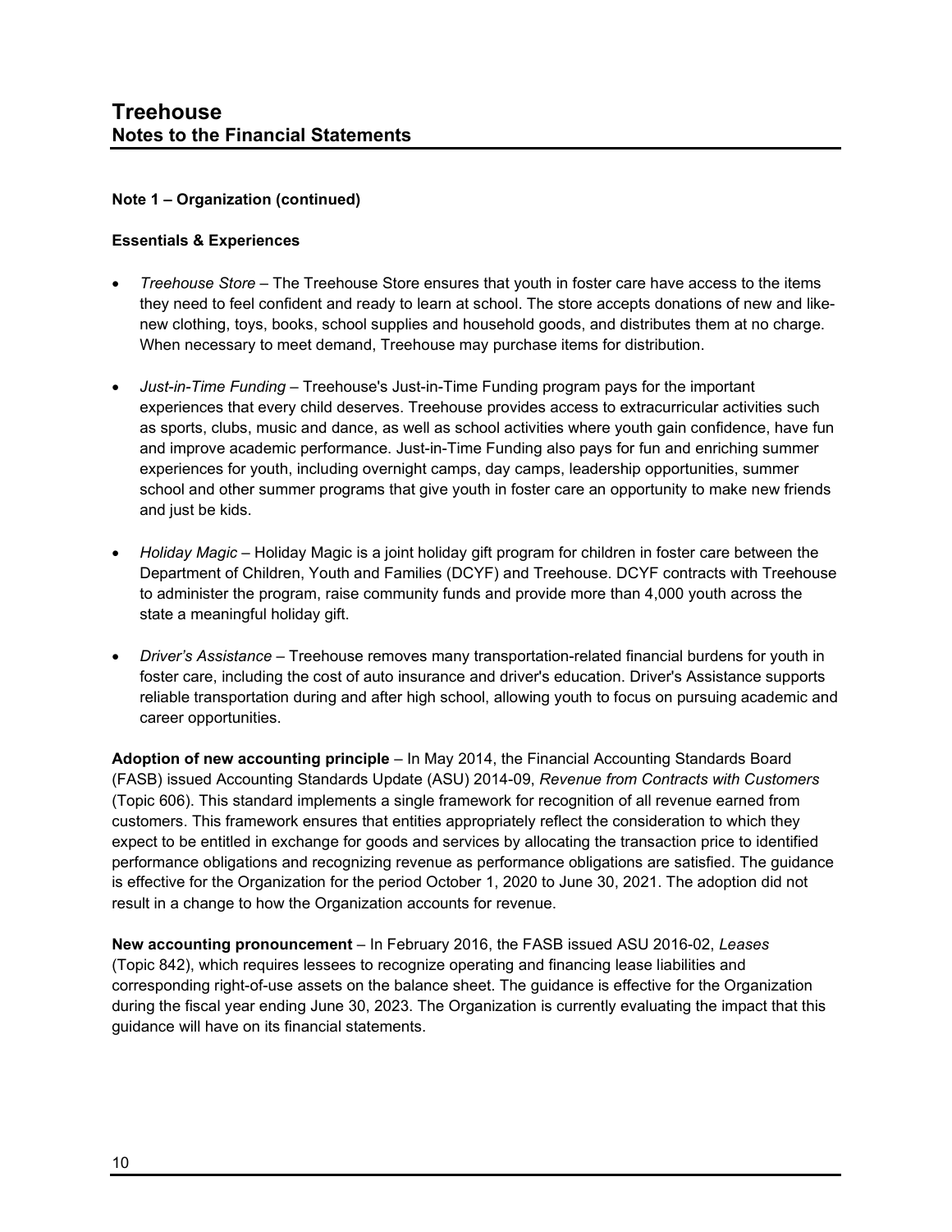**Note 1 – Organization (continued)**

**Essentials & Experiences**

- *Treehouse Store* – The Treehouse Store ensures that youth in foster care have access to the items they need to feel confident and ready to learn at school. The store accepts donations of new and like-new clothing, toys, books, school supplies and household goods, and distributes them at no charge. When necessary to meet demand, Treehouse may purchase items for distribution.

- *Just-in-Time Funding* – Treehouse's Just-in-Time Funding program pays for the important experiences that every child deserves. Treehouse provides access to extracurricular activities such as sports, clubs, music and dance, as well as school activities where youth gain confidence, have fun and improve academic performance. Just-in-Time Funding also pays for fun and enriching summer experiences for youth, including overnight camps, day camps, leadership opportunities, summer school and other summer programs that give youth in foster care an opportunity to make new friends and just be kids.

- *Holiday Magic* – Holiday Magic is a joint holiday gift program for children in foster care between the Department of Children, Youth and Families (DCYF) and Treehouse. DCYF contracts with Treehouse to administer the program, raise community funds and provide more than 4,000 youth across the state a meaningful holiday gift.

- *Driver's Assistance* – Treehouse removes many transportation-related financial burdens for youth in foster care, including the cost of auto insurance and driver's education. Driver's Assistance supports reliable transportation during and after high school, allowing youth to focus on pursuing academic and career opportunities.

**Adoption of new accounting principle** – In May 2014, the Financial Accounting Standards Board (FASB) issued Accounting Standards Update (ASU) 2014-09, *Revenue from Contracts with Customers* (Topic 606). This standard implements a single framework for recognition of all revenue earned from customers. This framework ensures that entities appropriately reflect the consideration to which they expect to be entitled in exchange for goods and services by allocating the transaction price to identified performance obligations and recognizing revenue as performance obligations are satisfied. The guidance is effective for the Organization for the period October 1, 2020 to June 30, 2021. The adoption did not result in a change to how the Organization accounts for revenue.

**New accounting pronouncement** – In February 2016, the FASB issued ASU 2016-02, *Leases* (Topic 842), which requires lessees to recognize operating and financing lease liabilities and corresponding right-of-use assets on the balance sheet. The guidance is effective for the Organization during the fiscal year ending June 30, 2023. The Organization is currently evaluating the impact that this guidance will have on its financial statements.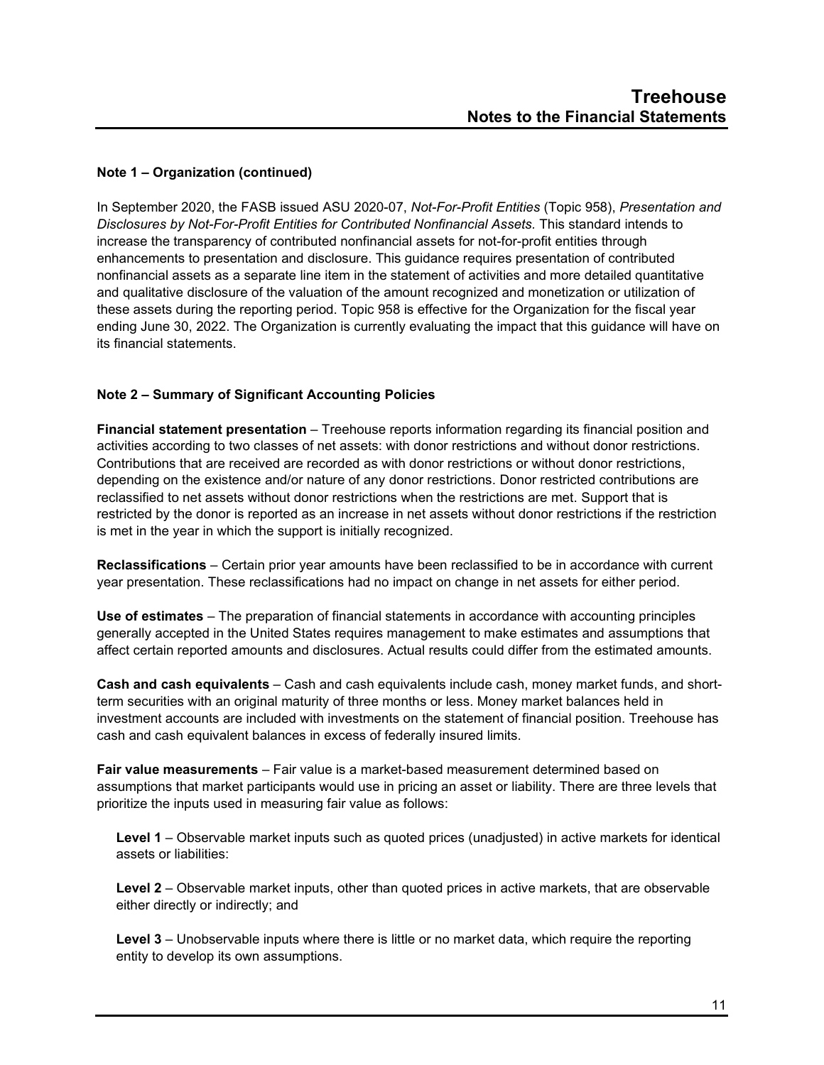**Note 1 – Organization (continued)**

In September 2020, the FASB issued ASU 2020-07, *Not-For-Profit Entities* (Topic 958), *Presentation and Disclosures by Not-For-Profit Entities for Contributed Nonfinancial Assets.* This standard intends to increase the transparency of contributed nonfinancial assets for not-for-profit entities through enhancements to presentation and disclosure. This guidance requires presentation of contributed nonfinancial assets as a separate line item in the statement of activities and more detailed quantitative and qualitative disclosure of the valuation of the amount recognized and monetization or utilization of these assets during the reporting period. Topic 958 is effective for the Organization for the fiscal year ending June 30, 2022. The Organization is currently evaluating the impact that this guidance will have on its financial statements.

**Note 2 – Summary of Significant Accounting Policies**

**Financial statement presentation** – Treehouse reports information regarding its financial position and activities according to two classes of net assets: with donor restrictions and without donor restrictions. Contributions that are received are recorded as with donor restrictions or without donor restrictions, depending on the existence and/or nature of any donor restrictions. Donor restricted contributions are reclassified to net assets without donor restrictions when the restrictions are met. Support that is restricted by the donor is reported as an increase in net assets without donor restrictions if the restriction is met in the year in which the support is initially recognized.

**Reclassifications** – Certain prior year amounts have been reclassified to be in accordance with current year presentation. These reclassifications had no impact on change in net assets for either period.

**Use of estimates** – The preparation of financial statements in accordance with accounting principles generally accepted in the United States requires management to make estimates and assumptions that affect certain reported amounts and disclosures. Actual results could differ from the estimated amounts.

**Cash and cash equivalents** – Cash and cash equivalents include cash, money market funds, and short-term securities with an original maturity of three months or less. Money market balances held in investment accounts are included with investments on the statement of financial position. Treehouse has cash and cash equivalent balances in excess of federally insured limits.

**Fair value measurements** – Fair value is a market-based measurement determined based on assumptions that market participants would use in pricing an asset or liability. There are three levels that prioritize the inputs used in measuring fair value as follows:

**Level 1** – Observable market inputs such as quoted prices (unadjusted) in active markets for identical assets or liabilities:

**Level 2** – Observable market inputs, other than quoted prices in active markets, that are observable either directly or indirectly; and

**Level 3** – Unobservable inputs where there is little or no market data, which require the reporting entity to develop its own assumptions.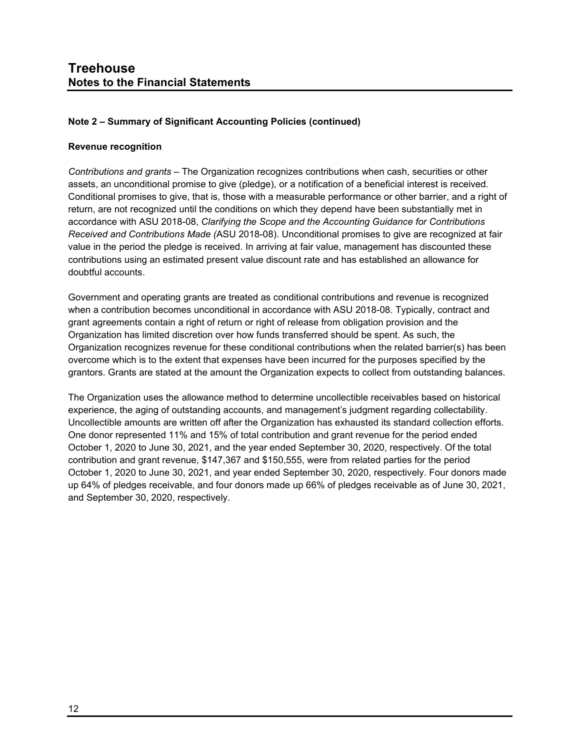# Treehouse
## Notes to the Financial Statements

### Note 2 – Summary of Significant Accounting Policies (continued)

**Revenue recognition**

*Contributions and grants* – The Organization recognizes contributions when cash, securities or other assets, an unconditional promise to give (pledge), or a notification of a beneficial interest is received. Conditional promises to give, that is, those with a measurable performance or other barrier, and a right of return, are not recognized until the conditions on which they depend have been substantially met in accordance with ASU 2018-08, *Clarifying the Scope and the Accounting Guidance for Contributions Received and Contributions Made (*ASU 2018-08). Unconditional promises to give are recognized at fair value in the period the pledge is received. In arriving at fair value, management has discounted these contributions using an estimated present value discount rate and has established an allowance for doubtful accounts.

Government and operating grants are treated as conditional contributions and revenue is recognized when a contribution becomes unconditional in accordance with ASU 2018-08. Typically, contract and grant agreements contain a right of return or right of release from obligation provision and the Organization has limited discretion over how funds transferred should be spent. As such, the Organization recognizes revenue for these conditional contributions when the related barrier(s) has been overcome which is to the extent that expenses have been incurred for the purposes specified by the grantors. Grants are stated at the amount the Organization expects to collect from outstanding balances.

The Organization uses the allowance method to determine uncollectible receivables based on historical experience, the aging of outstanding accounts, and management's judgment regarding collectability. Uncollectible amounts are written off after the Organization has exhausted its standard collection efforts. One donor represented 11% and 15% of total contribution and grant revenue for the period ended October 1, 2020 to June 30, 2021, and the year ended September 30, 2020, respectively. Of the total contribution and grant revenue, $147,367 and $150,555, were from related parties for the period October 1, 2020 to June 30, 2021, and year ended September 30, 2020, respectively. Four donors made up 64% of pledges receivable, and four donors made up 66% of pledges receivable as of June 30, 2021, and September 30, 2020, respectively.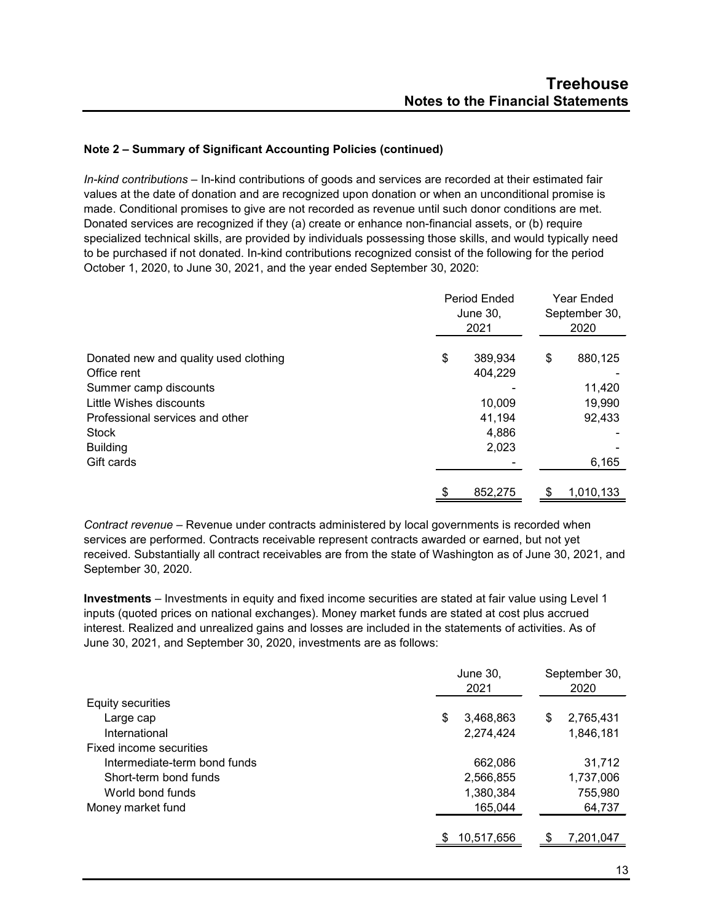**Note 2 – Summary of Significant Accounting Policies (continued)**

*In-kind contributions* – In-kind contributions of goods and services are recorded at their estimated fair values at the date of donation and are recognized upon donation or when an unconditional promise is made. Conditional promises to give are not recorded as revenue until such donor conditions are met. Donated services are recognized if they (a) create or enhance non-financial assets, or (b) require specialized technical skills, are provided by individuals possessing those skills, and would typically need to be purchased if not donated. In-kind contributions recognized consist of the following for the period October 1, 2020, to June 30, 2021, and the year ended September 30, 2020:

| | Period Ended June 30, 2021 | Year Ended September 30, 2020 |
|---|---|---|
| Donated new and quality used clothing | $ 389,934 | $ 880,125 |
| Office rent | 404,229 | - |
| Summer camp discounts | - | 11,420 |
| Little Wishes discounts | 10,009 | 19,990 |
| Professional services and other | 41,194 | 92,433 |
| Stock | 4,886 | - |
| Building | 2,023 | - |
| Gift cards | - | 6,165 |
| | $ 852,275 | $ 1,010,133 |

*Contract revenue* – Revenue under contracts administered by local governments is recorded when services are performed. Contracts receivable represent contracts awarded or earned, but not yet received. Substantially all contract receivables are from the state of Washington as of June 30, 2021, and September 30, 2020.

**Investments** – Investments in equity and fixed income securities are stated at fair value using Level 1 inputs (quoted prices on national exchanges). Money market funds are stated at cost plus accrued interest. Realized and unrealized gains and losses are included in the statements of activities. As of June 30, 2021, and September 30, 2020, investments are as follows:

| | June 30, 2021 | September 30, 2020 |
|---|---|---|
| Equity securities | | |
| Large cap | $ 3,468,863 | $ 2,765,431 |
| International | 2,274,424 | 1,846,181 |
| Fixed income securities | | |
| Intermediate-term bond funds | 662,086 | 31,712 |
| Short-term bond funds | 2,566,855 | 1,737,006 |
| World bond funds | 1,380,384 | 755,980 |
| Money market fund | 165,044 | 64,737 |
| | $ 10,517,656 | $ 7,201,047 |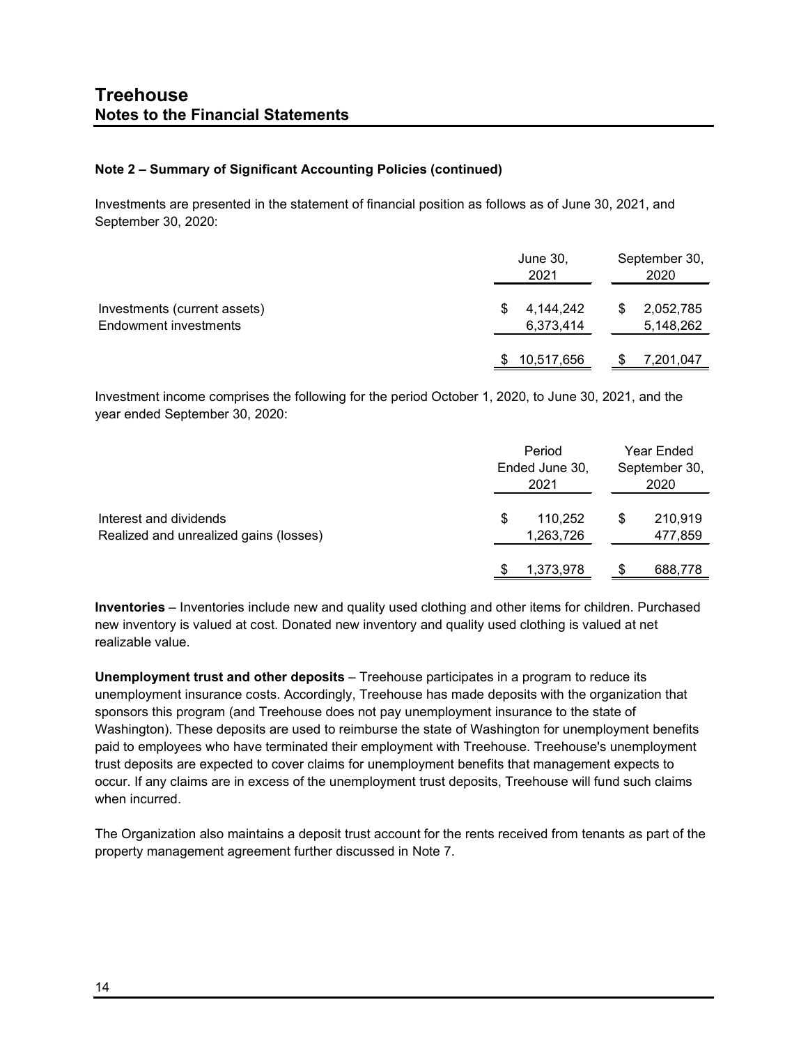# Treehouse
## Notes to the Financial Statements

**Note 2 – Summary of Significant Accounting Policies (continued)**

Investments are presented in the statement of financial position as follows as of June 30, 2021, and September 30, 2020:

| | June 30, 2021 | September 30, 2020 |
|---|---|---|
| Investments (current assets) | $ 4,144,242 | $ 2,052,785 |
| Endowment investments | 6,373,414 | 5,148,262 |
| | $ 10,517,656 | $ 7,201,047 |

Investment income comprises the following for the period October 1, 2020, to June 30, 2021, and the year ended September 30, 2020:

| | Period Ended June 30, 2021 | Year Ended September 30, 2020 |
|---|---|---|
| Interest and dividends | $ 110,252 | $ 210,919 |
| Realized and unrealized gains (losses) | 1,263,726 | 477,859 |
| | $ 1,373,978 | $ 688,778 |

**Inventories** – Inventories include new and quality used clothing and other items for children. Purchased new inventory is valued at cost. Donated new inventory and quality used clothing is valued at net realizable value.

**Unemployment trust and other deposits** – Treehouse participates in a program to reduce its unemployment insurance costs. Accordingly, Treehouse has made deposits with the organization that sponsors this program (and Treehouse does not pay unemployment insurance to the state of Washington). These deposits are used to reimburse the state of Washington for unemployment benefits paid to employees who have terminated their employment with Treehouse. Treehouse's unemployment trust deposits are expected to cover claims for unemployment benefits that management expects to occur. If any claims are in excess of the unemployment trust deposits, Treehouse will fund such claims when incurred.

The Organization also maintains a deposit trust account for the rents received from tenants as part of the property management agreement further discussed in Note 7.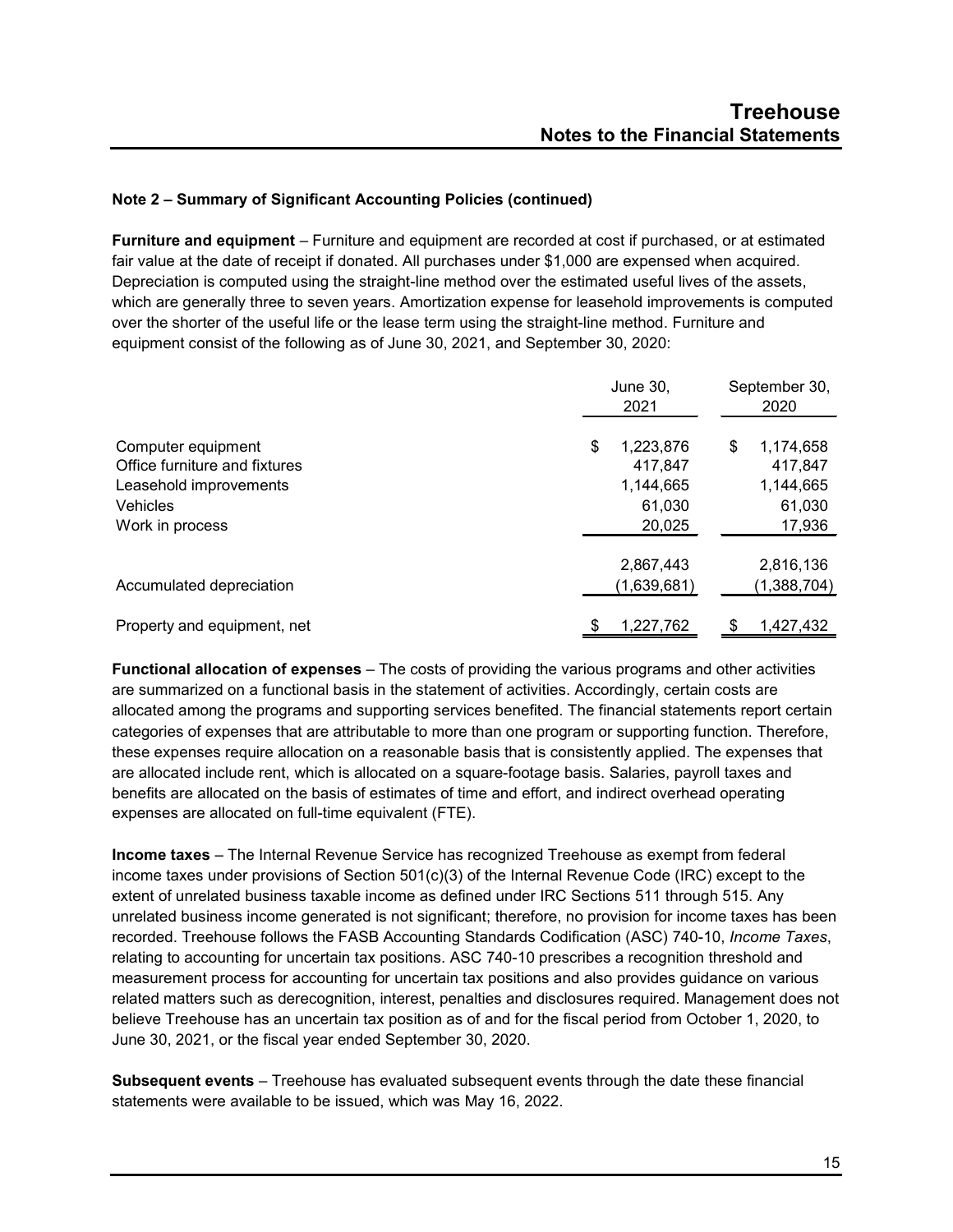#### Note 2 – Summary of Significant Accounting Policies (continued)

**Furniture and equipment** – Furniture and equipment are recorded at cost if purchased, or at estimated fair value at the date of receipt if donated. All purchases under $1,000 are expensed when acquired. Depreciation is computed using the straight-line method over the estimated useful lives of the assets, which are generally three to seven years. Amortization expense for leasehold improvements is computed over the shorter of the useful life or the lease term using the straight-line method. Furniture and equipment consist of the following as of June 30, 2021, and September 30, 2020:

| | June 30, 2021 | September 30, 2020 |
|---|---|---|
| Computer equipment | $ 1,223,876 | $ 1,174,658 |
| Office furniture and fixtures | 417,847 | 417,847 |
| Leasehold improvements | 1,144,665 | 1,144,665 |
| Vehicles | 61,030 | 61,030 |
| Work in process | 20,025 | 17,936 |
| | 2,867,443 | 2,816,136 |
| Accumulated depreciation | (1,639,681) | (1,388,704) |
| Property and equipment, net | $ 1,227,762 | $ 1,427,432 |

**Functional allocation of expenses** – The costs of providing the various programs and other activities are summarized on a functional basis in the statement of activities. Accordingly, certain costs are allocated among the programs and supporting services benefited. The financial statements report certain categories of expenses that are attributable to more than one program or supporting function. Therefore, these expenses require allocation on a reasonable basis that is consistently applied. The expenses that are allocated include rent, which is allocated on a square-footage basis. Salaries, payroll taxes and benefits are allocated on the basis of estimates of time and effort, and indirect overhead operating expenses are allocated on full-time equivalent (FTE).

**Income taxes** – The Internal Revenue Service has recognized Treehouse as exempt from federal income taxes under provisions of Section 501(c)(3) of the Internal Revenue Code (IRC) except to the extent of unrelated business taxable income as defined under IRC Sections 511 through 515. Any unrelated business income generated is not significant; therefore, no provision for income taxes has been recorded. Treehouse follows the FASB Accounting Standards Codification (ASC) 740-10, *Income Taxes*, relating to accounting for uncertain tax positions. ASC 740-10 prescribes a recognition threshold and measurement process for accounting for uncertain tax positions and also provides guidance on various related matters such as derecognition, interest, penalties and disclosures required. Management does not believe Treehouse has an uncertain tax position as of and for the fiscal period from October 1, 2020, to June 30, 2021, or the fiscal year ended September 30, 2020.

**Subsequent events** – Treehouse has evaluated subsequent events through the date these financial statements were available to be issued, which was May 16, 2022.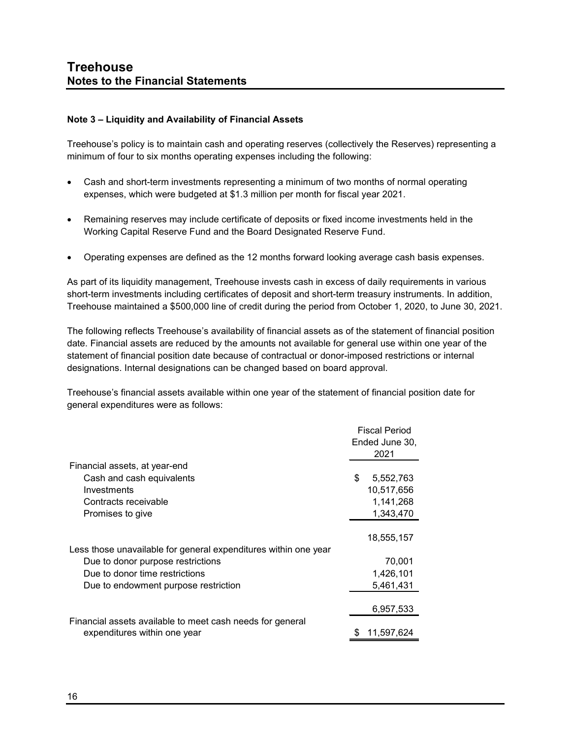# Treehouse
## Notes to the Financial Statements

### Note 3 – Liquidity and Availability of Financial Assets

Treehouse's policy is to maintain cash and operating reserves (collectively the Reserves) representing a minimum of four to six months operating expenses including the following:

- Cash and short-term investments representing a minimum of two months of normal operating expenses, which were budgeted at $1.3 million per month for fiscal year 2021.
- Remaining reserves may include certificate of deposits or fixed income investments held in the Working Capital Reserve Fund and the Board Designated Reserve Fund.
- Operating expenses are defined as the 12 months forward looking average cash basis expenses.

As part of its liquidity management, Treehouse invests cash in excess of daily requirements in various short-term investments including certificates of deposit and short-term treasury instruments. In addition, Treehouse maintained a $500,000 line of credit during the period from October 1, 2020, to June 30, 2021.

The following reflects Treehouse's availability of financial assets as of the statement of financial position date. Financial assets are reduced by the amounts not available for general use within one year of the statement of financial position date because of contractual or donor-imposed restrictions or internal designations. Internal designations can be changed based on board approval.

Treehouse's financial assets available within one year of the statement of financial position date for general expenditures were as follows:

| | Fiscal Period Ended June 30, 2021 |
|---|---|
| Financial assets, at year-end | |
| Cash and cash equivalents | $ 5,552,763 |
| Investments | 10,517,656 |
| Contracts receivable | 1,141,268 |
| Promises to give | 1,343,470 |
| | 18,555,157 |
| Less those unavailable for general expenditures within one year | |
| Due to donor purpose restrictions | 70,001 |
| Due to donor time restrictions | 1,426,101 |
| Due to endowment purpose restriction | 5,461,431 |
| | 6,957,533 |
| Financial assets available to meet cash needs for general expenditures within one year | $ 11,597,624 |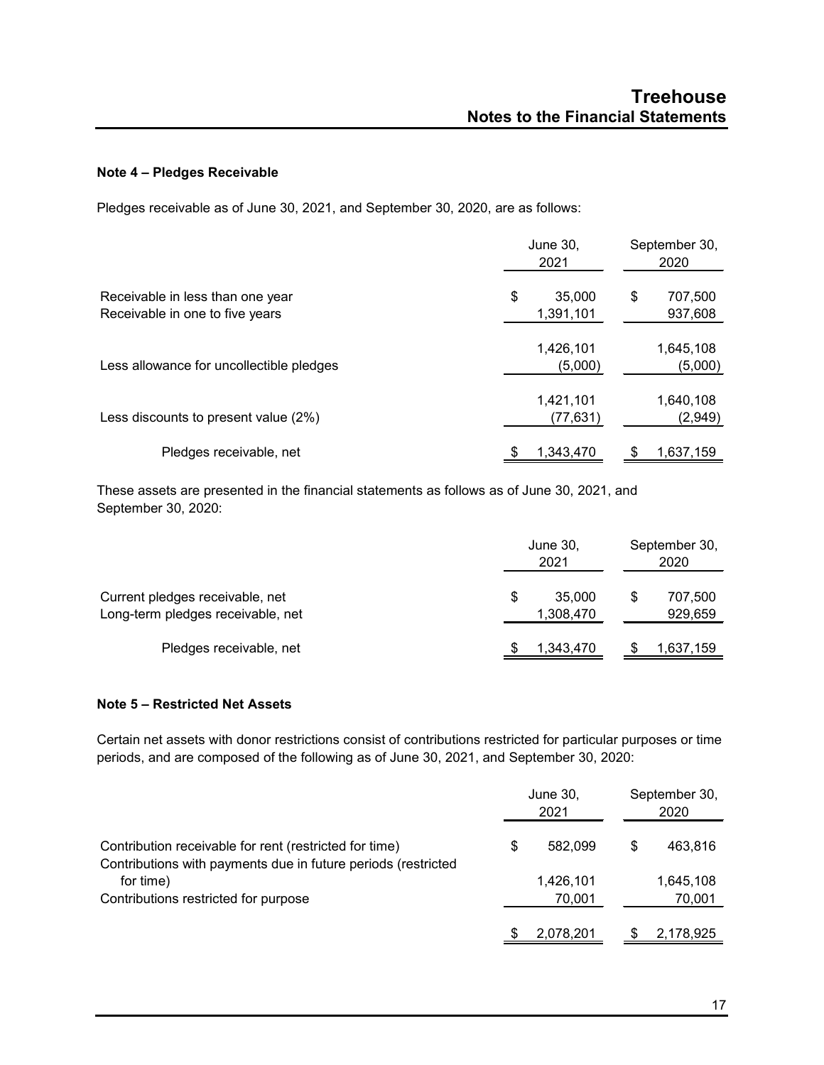### Note 4 – Pledges Receivable

Pledges receivable as of June 30, 2021, and September 30, 2020, are as follows:

| | June 30, 2021 | September 30, 2020 |
|---|---|---|
| Receivable in less than one year | $ 35,000 | $ 707,500 |
| Receivable in one to five years | 1,391,101 | 937,608 |
| | 1,426,101 | 1,645,108 |
| Less allowance for uncollectible pledges | (5,000) | (5,000) |
| | 1,421,101 | 1,640,108 |
| Less discounts to present value (2%) | (77,631) | (2,949) |
| Pledges receivable, net | $ 1,343,470 | $ 1,637,159 |

These assets are presented in the financial statements as follows as of June 30, 2021, and September 30, 2020:

| | June 30, 2021 | September 30, 2020 |
|---|---|---|
| Current pledges receivable, net | $ 35,000 | $ 707,500 |
| Long-term pledges receivable, net | 1,308,470 | 929,659 |
| Pledges receivable, net | $ 1,343,470 | $ 1,637,159 |

### Note 5 – Restricted Net Assets

Certain net assets with donor restrictions consist of contributions restricted for particular purposes or time periods, and are composed of the following as of June 30, 2021, and September 30, 2020:

| | June 30, 2021 | September 30, 2020 |
|---|---|---|
| Contribution receivable for rent (restricted for time) | $ 582,099 | $ 463,816 |
| Contributions with payments due in future periods (restricted for time) | 1,426,101 | 1,645,108 |
| Contributions restricted for purpose | 70,001 | 70,001 |
| | $ 2,078,201 | $ 2,178,925 |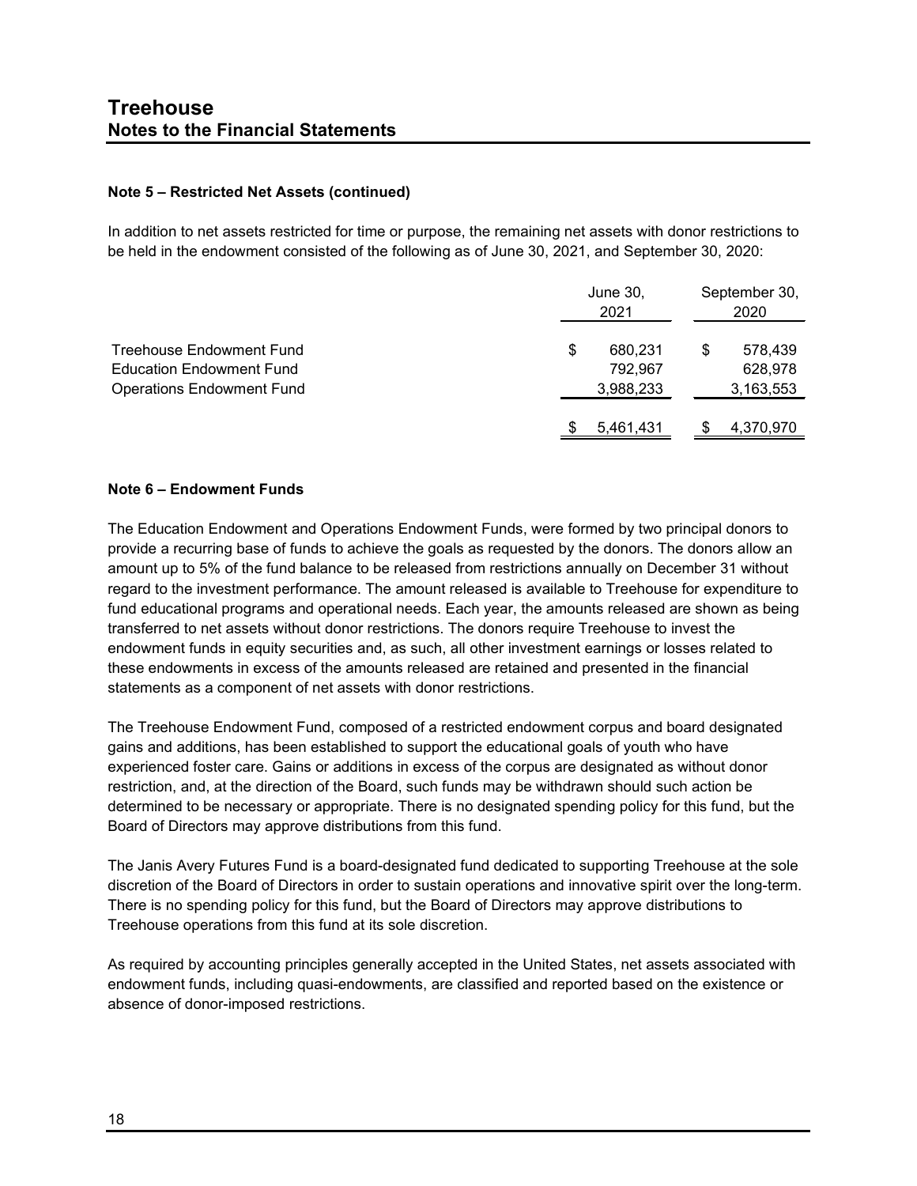#### Note 5 – Restricted Net Assets (continued)

In addition to net assets restricted for time or purpose, the remaining net assets with donor restrictions to be held in the endowment consisted of the following as of June 30, 2021, and September 30, 2020:

| | June 30, 2021 | September 30, 2020 |
|---|---|---|
| Treehouse Endowment Fund | $ 680,231 | $ 578,439 |
| Education Endowment Fund | 792,967 | 628,978 |
| Operations Endowment Fund | 3,988,233 | 3,163,553 |
| | $ 5,461,431 | $ 4,370,970 |

#### Note 6 – Endowment Funds

The Education Endowment and Operations Endowment Funds, were formed by two principal donors to provide a recurring base of funds to achieve the goals as requested by the donors. The donors allow an amount up to 5% of the fund balance to be released from restrictions annually on December 31 without regard to the investment performance. The amount released is available to Treehouse for expenditure to fund educational programs and operational needs. Each year, the amounts released are shown as being transferred to net assets without donor restrictions. The donors require Treehouse to invest the endowment funds in equity securities and, as such, all other investment earnings or losses related to these endowments in excess of the amounts released are retained and presented in the financial statements as a component of net assets with donor restrictions.

The Treehouse Endowment Fund, composed of a restricted endowment corpus and board designated gains and additions, has been established to support the educational goals of youth who have experienced foster care. Gains or additions in excess of the corpus are designated as without donor restriction, and, at the direction of the Board, such funds may be withdrawn should such action be determined to be necessary or appropriate. There is no designated spending policy for this fund, but the Board of Directors may approve distributions from this fund.

The Janis Avery Futures Fund is a board-designated fund dedicated to supporting Treehouse at the sole discretion of the Board of Directors in order to sustain operations and innovative spirit over the long-term. There is no spending policy for this fund, but the Board of Directors may approve distributions to Treehouse operations from this fund at its sole discretion.

As required by accounting principles generally accepted in the United States, net assets associated with endowment funds, including quasi-endowments, are classified and reported based on the existence or absence of donor-imposed restrictions.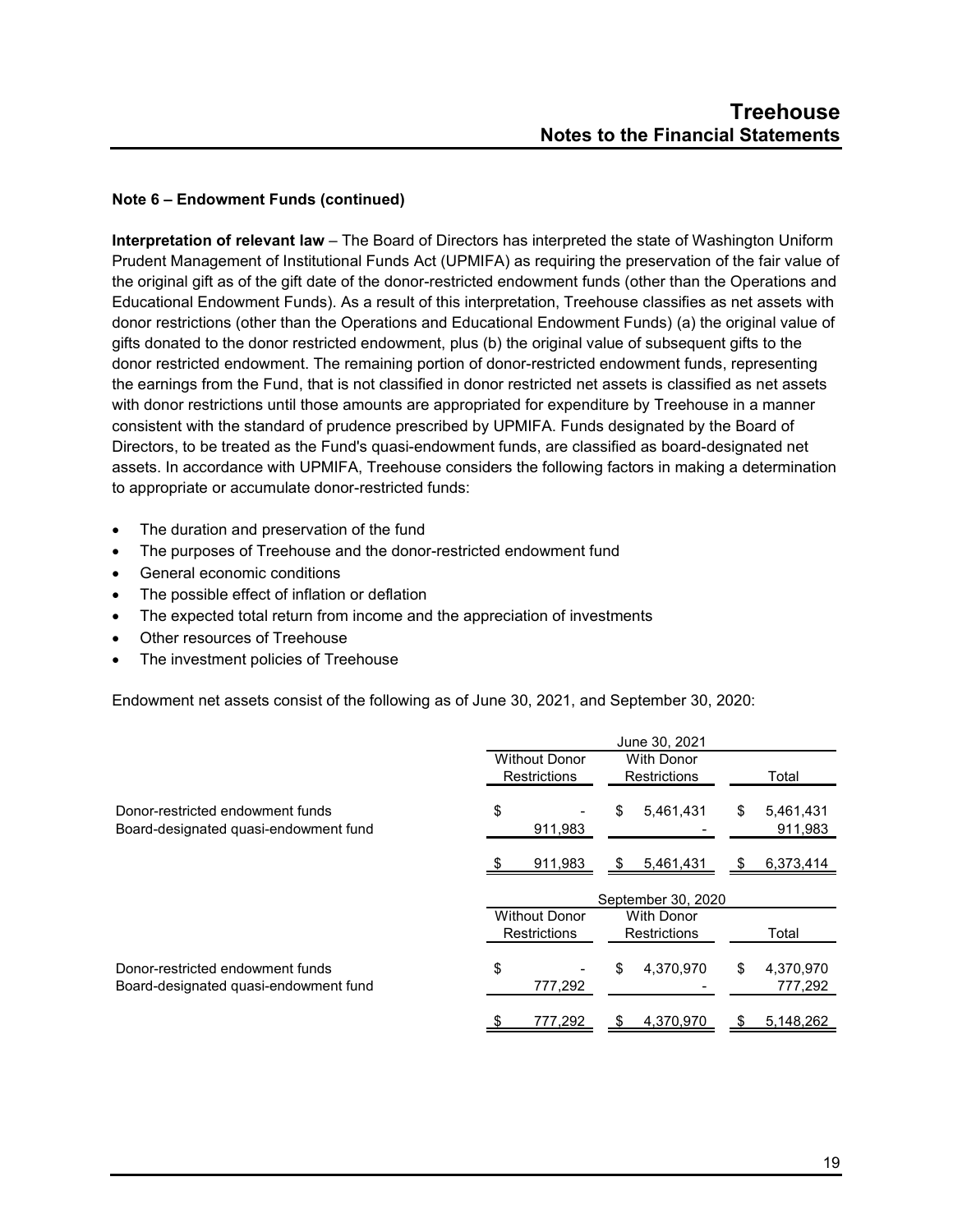### Note 6 – Endowment Funds (continued)

**Interpretation of relevant law** – The Board of Directors has interpreted the state of Washington Uniform Prudent Management of Institutional Funds Act (UPMIFA) as requiring the preservation of the fair value of the original gift as of the gift date of the donor-restricted endowment funds (other than the Operations and Educational Endowment Funds). As a result of this interpretation, Treehouse classifies as net assets with donor restrictions (other than the Operations and Educational Endowment Funds) (a) the original value of gifts donated to the donor restricted endowment, plus (b) the original value of subsequent gifts to the donor restricted endowment. The remaining portion of donor-restricted endowment funds, representing the earnings from the Fund, that is not classified in donor restricted net assets is classified as net assets with donor restrictions until those amounts are appropriated for expenditure by Treehouse in a manner consistent with the standard of prudence prescribed by UPMIFA. Funds designated by the Board of Directors, to be treated as the Fund's quasi-endowment funds, are classified as board-designated net assets. In accordance with UPMIFA, Treehouse considers the following factors in making a determination to appropriate or accumulate donor-restricted funds:

- The duration and preservation of the fund
- The purposes of Treehouse and the donor-restricted endowment fund
- General economic conditions
- The possible effect of inflation or deflation
- The expected total return from income and the appreciation of investments
- Other resources of Treehouse
- The investment policies of Treehouse

Endowment net assets consist of the following as of June 30, 2021, and September 30, 2020:

| | June 30, 2021 | | |
|---|---|---|---|
| | Without Donor Restrictions | With Donor Restrictions | Total |
| Donor-restricted endowment funds | $ - | $ 5,461,431 | $ 5,461,431 |
| Board-designated quasi-endowment fund | 911,983 | - | 911,983 |
| | $ 911,983 | $ 5,461,431 | $ 6,373,414 |

| | September 30, 2020 | | |
|---|---|---|---|
| | Without Donor Restrictions | With Donor Restrictions | Total |
| Donor-restricted endowment funds | $ - | $ 4,370,970 | $ 4,370,970 |
| Board-designated quasi-endowment fund | 777,292 | - | 777,292 |
| | $ 777,292 | $ 4,370,970 | $ 5,148,262 |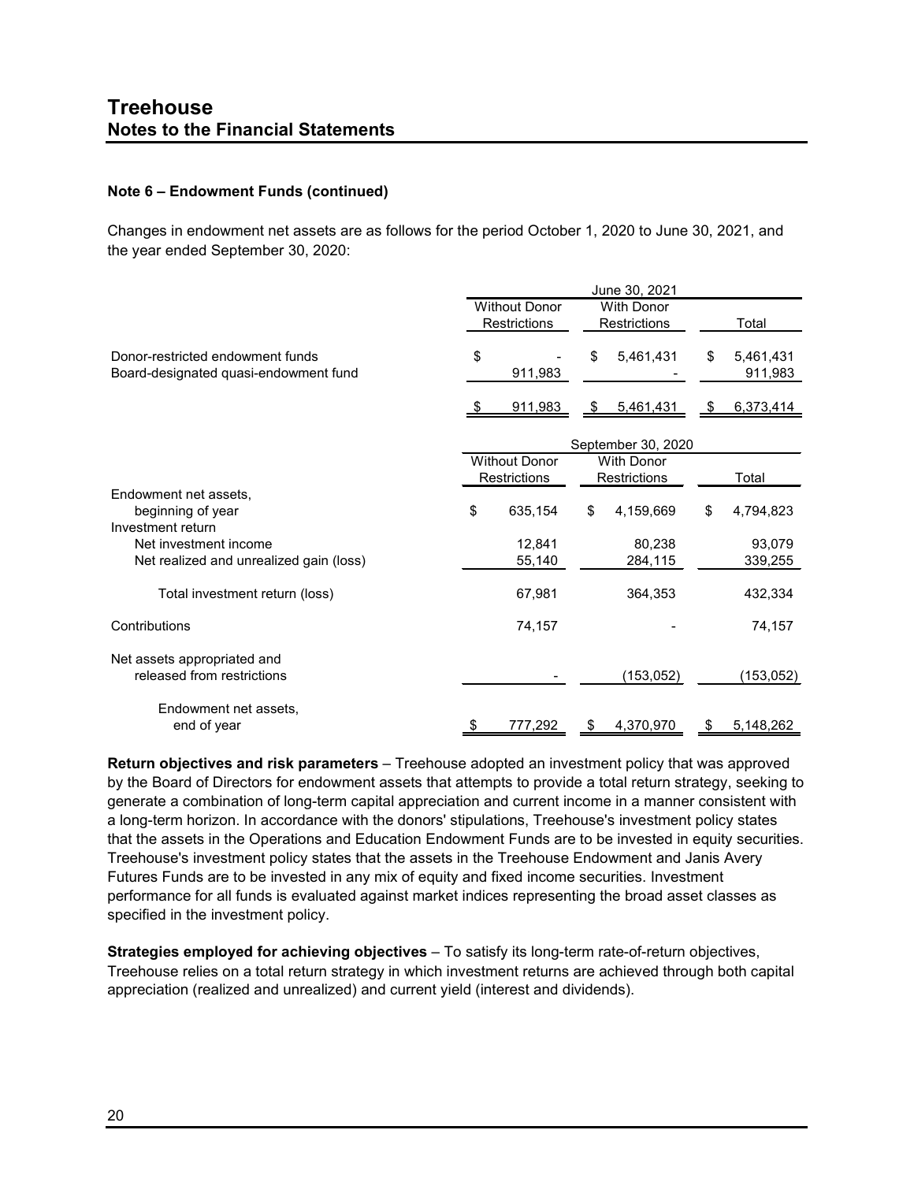# Treehouse
## Notes to the Financial Statements

**Note 6 – Endowment Funds (continued)**

Changes in endowment net assets are as follows for the period October 1, 2020 to June 30, 2021, and the year ended September 30, 2020:

| | June 30, 2021 | | |
|---|---|---|---|
| | Without Donor Restrictions | With Donor Restrictions | Total |
| Donor-restricted endowment funds | $ - | $ 5,461,431 | $ 5,461,431 |
| Board-designated quasi-endowment fund | 911,983 | - | 911,983 |
| | $ 911,983 | $ 5,461,431 | $ 6,373,414 |

| | September 30, 2020 | | |
|---|---|---|---|
| | Without Donor Restrictions | With Donor Restrictions | Total |
| Endowment net assets, beginning of year | $ 635,154 | $ 4,159,669 | $ 4,794,823 |
| Investment return | | | |
| Net investment income | 12,841 | 80,238 | 93,079 |
| Net realized and unrealized gain (loss) | 55,140 | 284,115 | 339,255 |
| Total investment return (loss) | 67,981 | 364,353 | 432,334 |
| Contributions | 74,157 | - | 74,157 |
| Net assets appropriated and released from restrictions | - | (153,052) | (153,052) |
| Endowment net assets, end of year | $ 777,292 | $ 4,370,970 | $ 5,148,262 |

**Return objectives and risk parameters** – Treehouse adopted an investment policy that was approved by the Board of Directors for endowment assets that attempts to provide a total return strategy, seeking to generate a combination of long-term capital appreciation and current income in a manner consistent with a long-term horizon. In accordance with the donors' stipulations, Treehouse's investment policy states that the assets in the Operations and Education Endowment Funds are to be invested in equity securities. Treehouse's investment policy states that the assets in the Treehouse Endowment and Janis Avery Futures Funds are to be invested in any mix of equity and fixed income securities. Investment performance for all funds is evaluated against market indices representing the broad asset classes as specified in the investment policy.

**Strategies employed for achieving objectives** – To satisfy its long-term rate-of-return objectives, Treehouse relies on a total return strategy in which investment returns are achieved through both capital appreciation (realized and unrealized) and current yield (interest and dividends).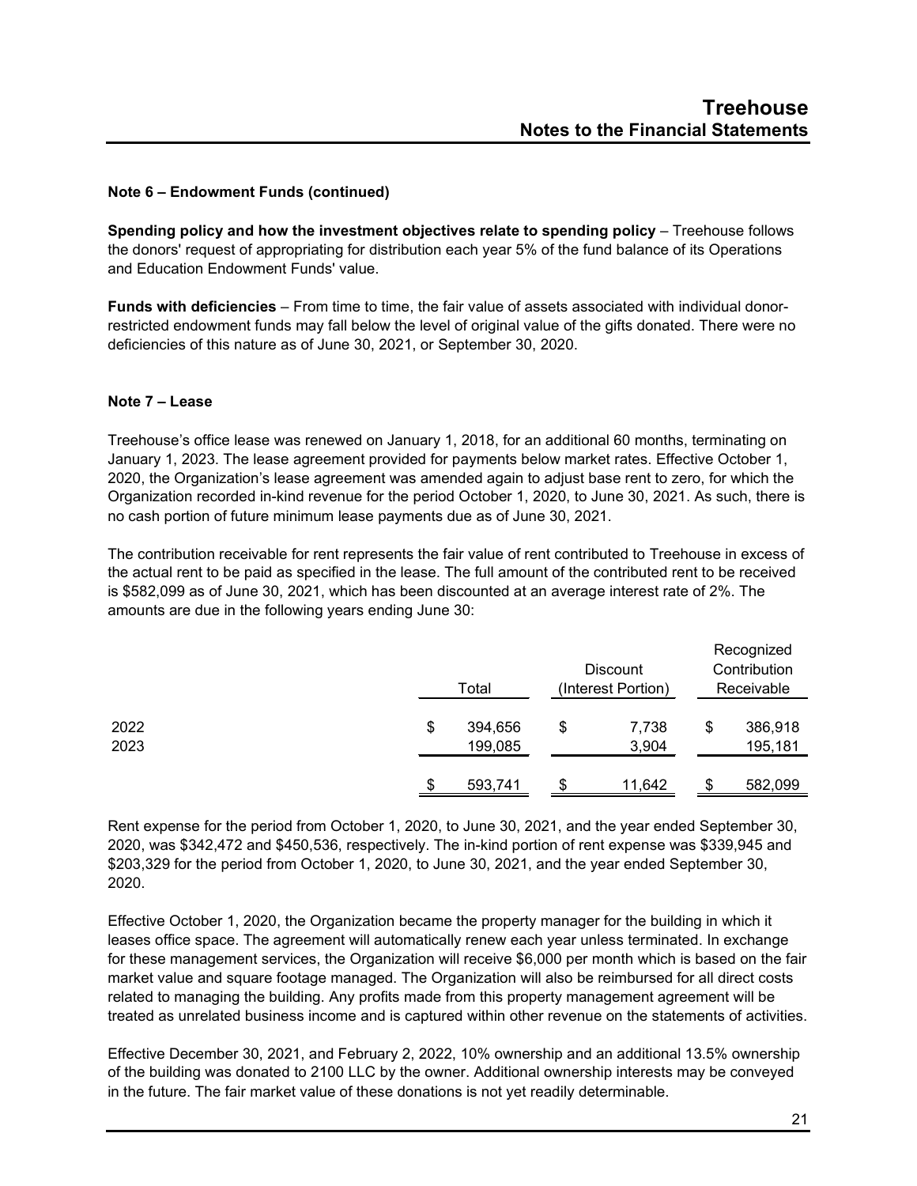### Note 6 – Endowment Funds (continued)

**Spending policy and how the investment objectives relate to spending policy** – Treehouse follows the donors' request of appropriating for distribution each year 5% of the fund balance of its Operations and Education Endowment Funds' value.

**Funds with deficiencies** – From time to time, the fair value of assets associated with individual donor-restricted endowment funds may fall below the level of original value of the gifts donated. There were no deficiencies of this nature as of June 30, 2021, or September 30, 2020.

### Note 7 – Lease

Treehouse's office lease was renewed on January 1, 2018, for an additional 60 months, terminating on January 1, 2023. The lease agreement provided for payments below market rates. Effective October 1, 2020, the Organization's lease agreement was amended again to adjust base rent to zero, for which the Organization recorded in-kind revenue for the period October 1, 2020, to June 30, 2021. As such, there is no cash portion of future minimum lease payments due as of June 30, 2021.

The contribution receivable for rent represents the fair value of rent contributed to Treehouse in excess of the actual rent to be paid as specified in the lease. The full amount of the contributed rent to be received is $582,099 as of June 30, 2021, which has been discounted at an average interest rate of 2%. The amounts are due in the following years ending June 30:

| | Total | Discount (Interest Portion) | Recognized Contribution Receivable |
|---|---|---|---|
| 2022 | $ 394,656 | $ 7,738 | $ 386,918 |
| 2023 | 199,085 | 3,904 | 195,181 |
| | $ 593,741 | $ 11,642 | $ 582,099 |

Rent expense for the period from October 1, 2020, to June 30, 2021, and the year ended September 30, 2020, was $342,472 and $450,536, respectively. The in-kind portion of rent expense was $339,945 and $203,329 for the period from October 1, 2020, to June 30, 2021, and the year ended September 30, 2020.

Effective October 1, 2020, the Organization became the property manager for the building in which it leases office space. The agreement will automatically renew each year unless terminated. In exchange for these management services, the Organization will receive $6,000 per month which is based on the fair market value and square footage managed. The Organization will also be reimbursed for all direct costs related to managing the building. Any profits made from this property management agreement will be treated as unrelated business income and is captured within other revenue on the statements of activities.

Effective December 30, 2021, and February 2, 2022, 10% ownership and an additional 13.5% ownership of the building was donated to 2100 LLC by the owner. Additional ownership interests may be conveyed in the future. The fair market value of these donations is not yet readily determinable.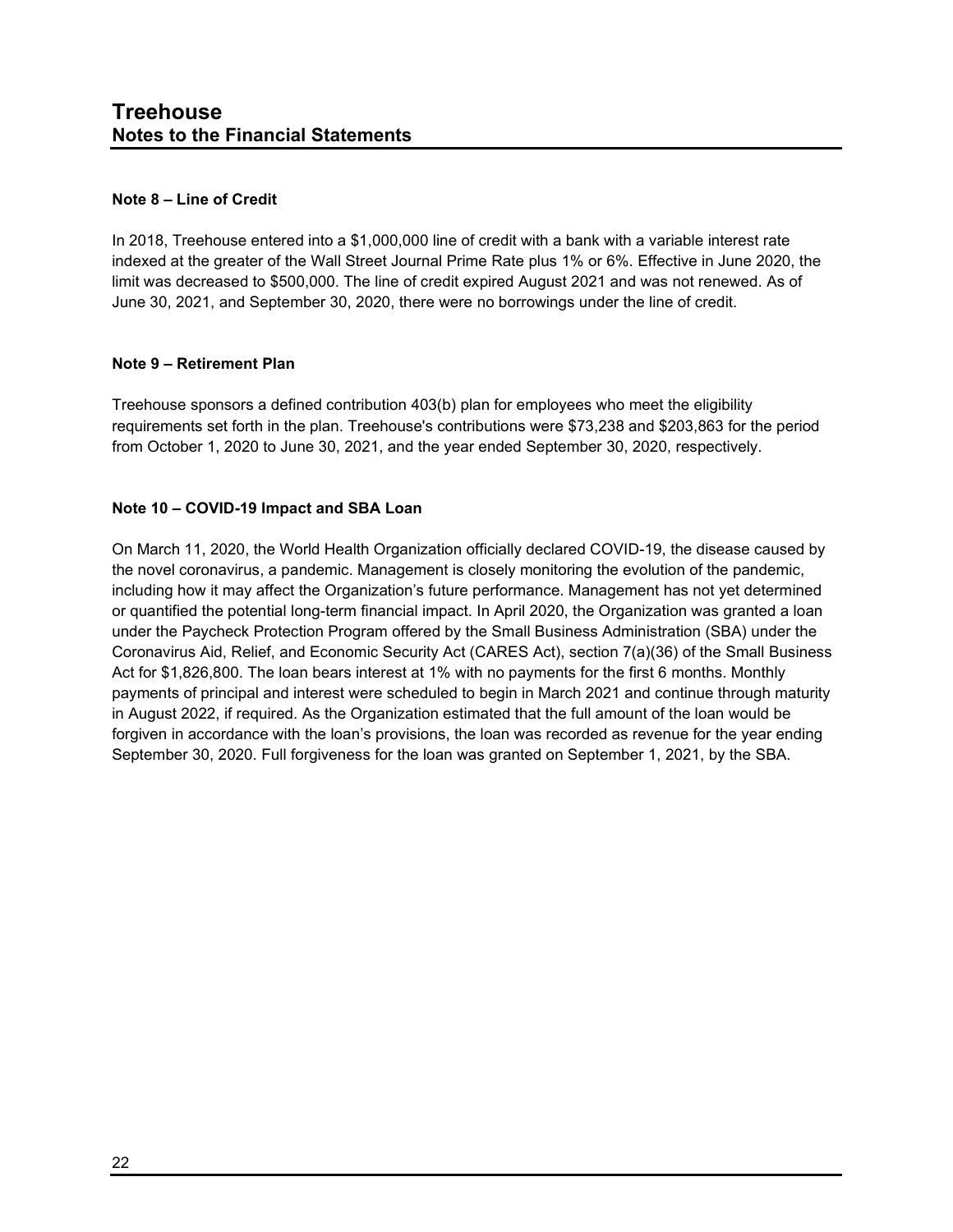# Treehouse
## Notes to the Financial Statements

**Note 8 – Line of Credit**

In 2018, Treehouse entered into a $1,000,000 line of credit with a bank with a variable interest rate indexed at the greater of the Wall Street Journal Prime Rate plus 1% or 6%. Effective in June 2020, the limit was decreased to $500,000. The line of credit expired August 2021 and was not renewed. As of June 30, 2021, and September 30, 2020, there were no borrowings under the line of credit.

**Note 9 – Retirement Plan**

Treehouse sponsors a defined contribution 403(b) plan for employees who meet the eligibility requirements set forth in the plan. Treehouse's contributions were $73,238 and $203,863 for the period from October 1, 2020 to June 30, 2021, and the year ended September 30, 2020, respectively.

**Note 10 – COVID-19 Impact and SBA Loan**

On March 11, 2020, the World Health Organization officially declared COVID-19, the disease caused by the novel coronavirus, a pandemic. Management is closely monitoring the evolution of the pandemic, including how it may affect the Organization's future performance. Management has not yet determined or quantified the potential long-term financial impact. In April 2020, the Organization was granted a loan under the Paycheck Protection Program offered by the Small Business Administration (SBA) under the Coronavirus Aid, Relief, and Economic Security Act (CARES Act), section 7(a)(36) of the Small Business Act for $1,826,800. The loan bears interest at 1% with no payments for the first 6 months. Monthly payments of principal and interest were scheduled to begin in March 2021 and continue through maturity in August 2022, if required. As the Organization estimated that the full amount of the loan would be forgiven in accordance with the loan's provisions, the loan was recorded as revenue for the year ending September 30, 2020. Full forgiveness for the loan was granted on September 1, 2021, by the SBA.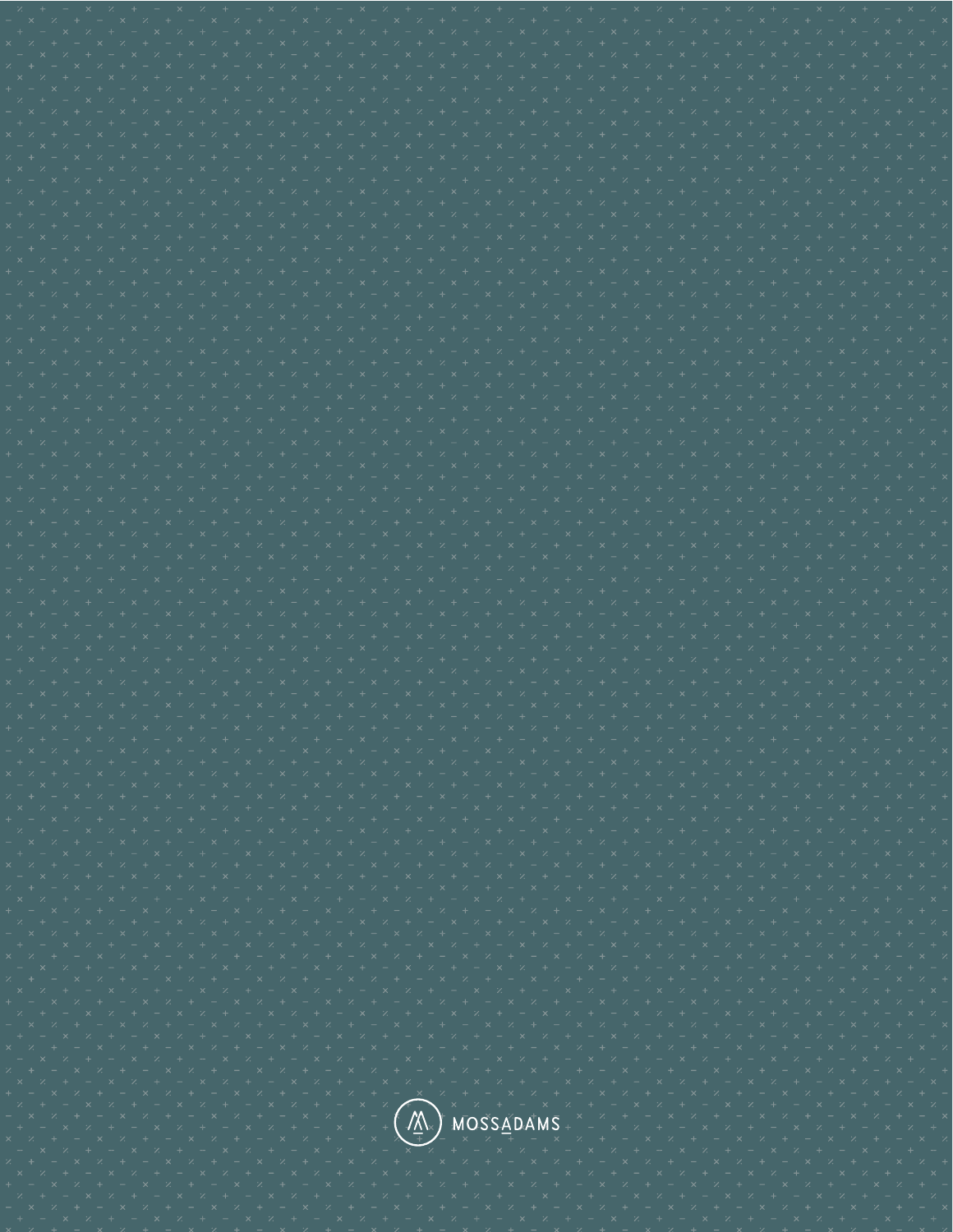MOSSADAMS